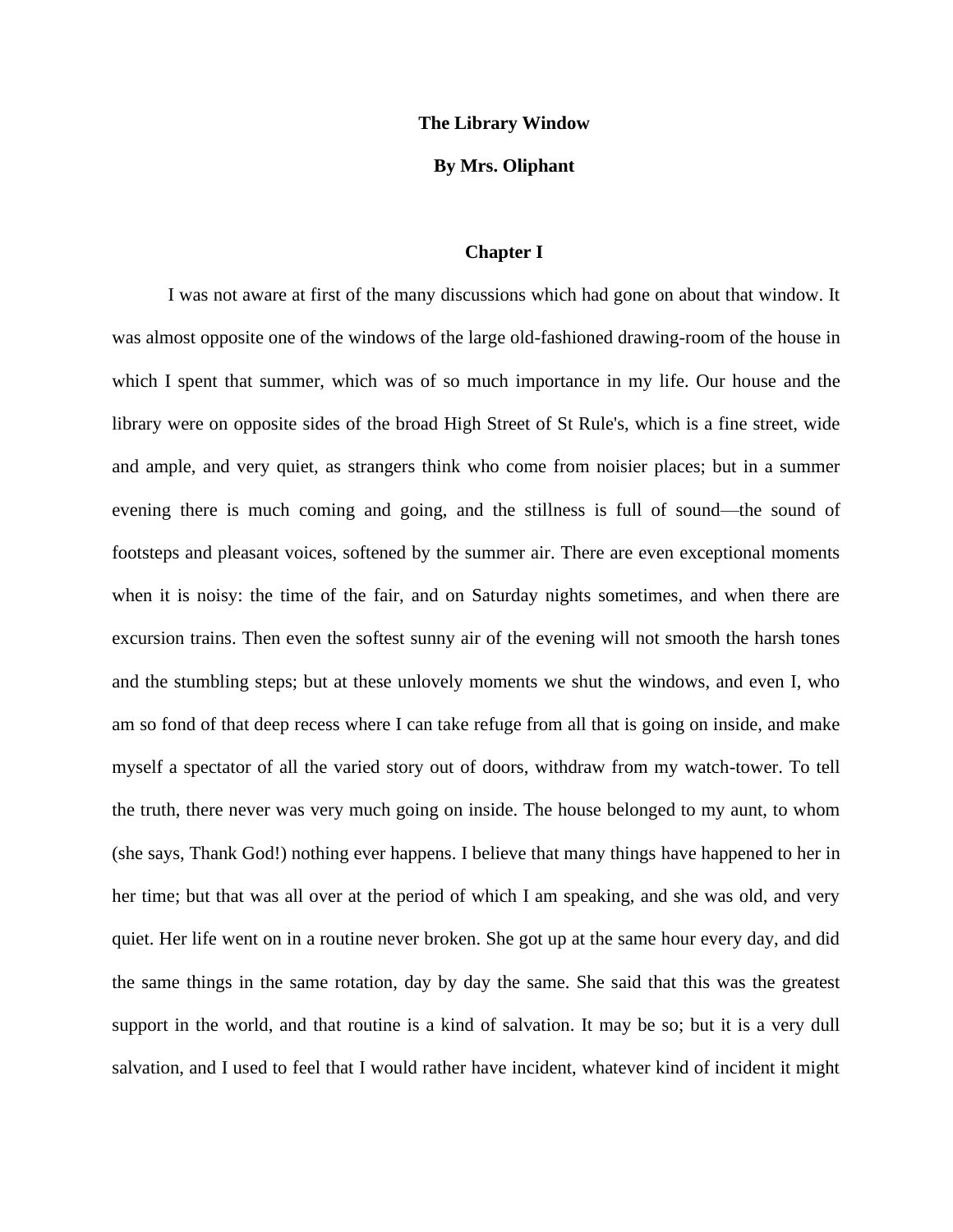# The Library Window

**By Mrs. Oliphant**

## Chapter I

I was not aware at first of the many discussions which had gone on about that window. It was almost opposite one of the windows of the large old-fashioned drawing-room of the house in which I spent that summer, which was of so much importance in my life. Our house and the library were on opposite sides of the broad High Street of St Rule's, which is a fine street, wide and ample, and very quiet, as strangers think who come from noisier places; but in a summer evening there is much coming and going, and the stillness is full of sound—the sound of footsteps and pleasant voices, softened by the summer air. There are even exceptional moments when it is noisy: the time of the fair, and on Saturday nights sometimes, and when there are excursion trains. Then even the softest sunny air of the evening will not smooth the harsh tones and the stumbling steps; but at these unlovely moments we shut the windows, and even I, who am so fond of that deep recess where I can take refuge from all that is going on inside, and make myself a spectator of all the varied story out of doors, withdraw from my watch-tower. To tell the truth, there never was very much going on inside. The house belonged to my aunt, to whom (she says, Thank God!) nothing ever happens. I believe that many things have happened to her in her time; but that was all over at the period of which I am speaking, and she was old, and very quiet. Her life went on in a routine never broken. She got up at the same hour every day, and did the same things in the same rotation, day by day the same. She said that this was the greatest support in the world, and that routine is a kind of salvation. It may be so; but it is a very dull salvation, and I used to feel that I would rather have incident, whatever kind of incident it might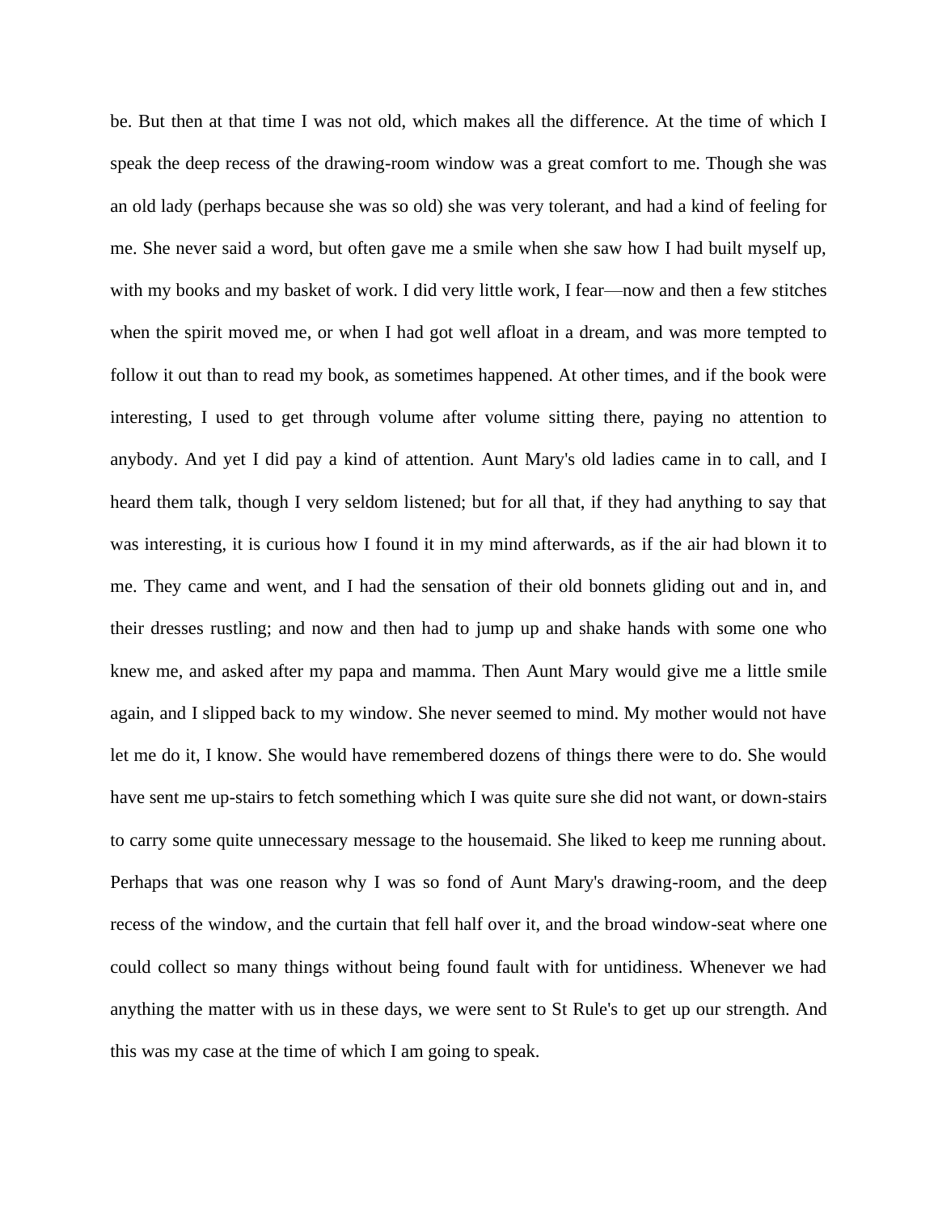be. But then at that time I was not old, which makes all the difference. At the time of which I speak the deep recess of the drawing-room window was a great comfort to me. Though she was an old lady (perhaps because she was so old) she was very tolerant, and had a kind of feeling for me. She never said a word, but often gave me a smile when she saw how I had built myself up, with my books and my basket of work. I did very little work, I fear—now and then a few stitches when the spirit moved me, or when I had got well afloat in a dream, and was more tempted to follow it out than to read my book, as sometimes happened. At other times, and if the book were interesting, I used to get through volume after volume sitting there, paying no attention to anybody. And yet I did pay a kind of attention. Aunt Mary's old ladies came in to call, and I heard them talk, though I very seldom listened; but for all that, if they had anything to say that was interesting, it is curious how I found it in my mind afterwards, as if the air had blown it to me. They came and went, and I had the sensation of their old bonnets gliding out and in, and their dresses rustling; and now and then had to jump up and shake hands with some one who knew me, and asked after my papa and mamma. Then Aunt Mary would give me a little smile again, and I slipped back to my window. She never seemed to mind. My mother would not have let me do it, I know. She would have remembered dozens of things there were to do. She would have sent me up-stairs to fetch something which I was quite sure she did not want, or down-stairs to carry some quite unnecessary message to the housemaid. She liked to keep me running about. Perhaps that was one reason why I was so fond of Aunt Mary's drawing-room, and the deep recess of the window, and the curtain that fell half over it, and the broad window-seat where one could collect so many things without being found fault with for untidiness. Whenever we had anything the matter with us in these days, we were sent to St Rule's to get up our strength. And this was my case at the time of which I am going to speak.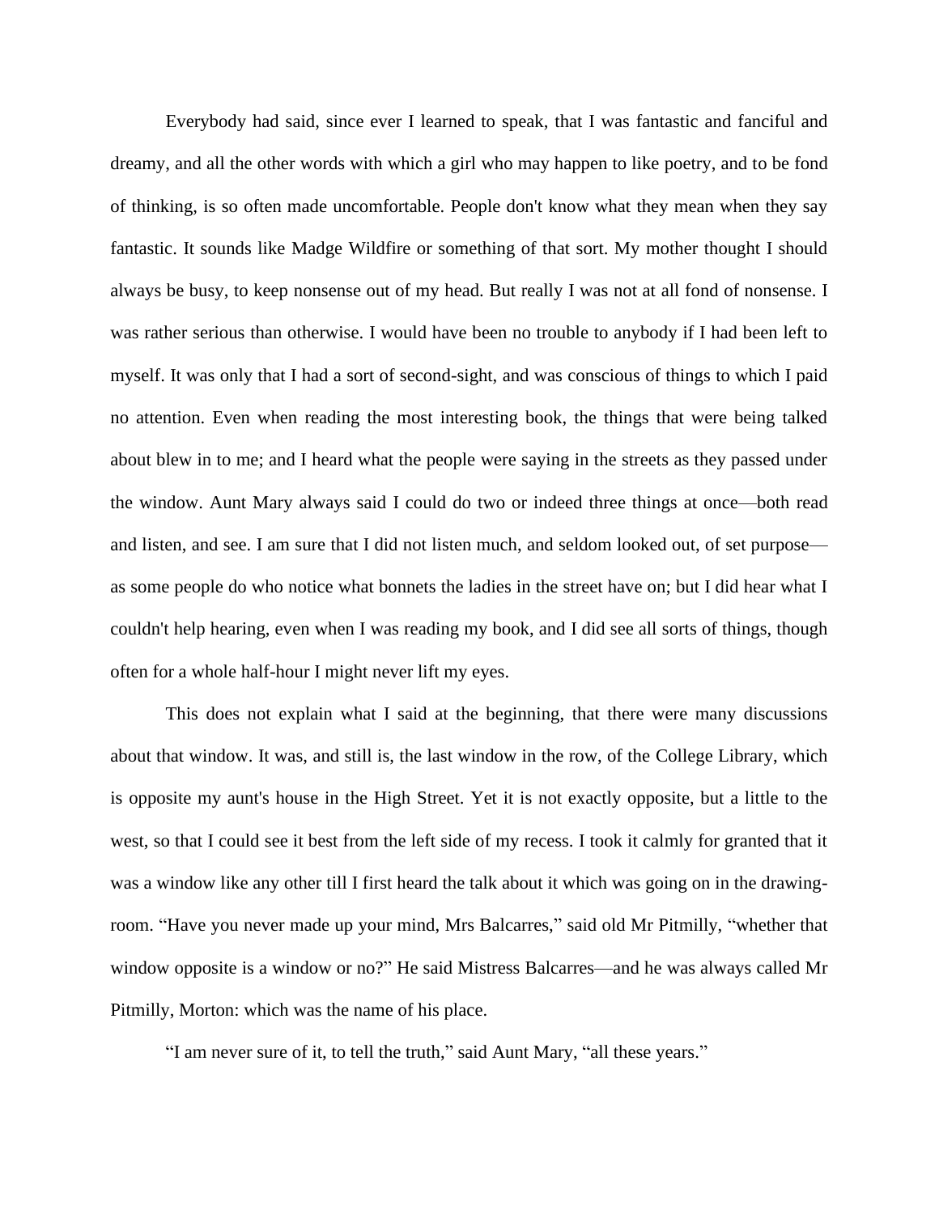Everybody had said, since ever I learned to speak, that I was fantastic and fanciful and dreamy, and all the other words with which a girl who may happen to like poetry, and to be fond of thinking, is so often made uncomfortable. People don't know what they mean when they say fantastic. It sounds like Madge Wildfire or something of that sort. My mother thought I should always be busy, to keep nonsense out of my head. But really I was not at all fond of nonsense. I was rather serious than otherwise. I would have been no trouble to anybody if I had been left to myself. It was only that I had a sort of second-sight, and was conscious of things to which I paid no attention. Even when reading the most interesting book, the things that were being talked about blew in to me; and I heard what the people were saying in the streets as they passed under the window. Aunt Mary always said I could do two or indeed three things at once—both read and listen, and see. I am sure that I did not listen much, and seldom looked out, of set purpose—as some people do who notice what bonnets the ladies in the street have on; but I did hear what I couldn't help hearing, even when I was reading my book, and I did see all sorts of things, though often for a whole half-hour I might never lift my eyes.

This does not explain what I said at the beginning, that there were many discussions about that window. It was, and still is, the last window in the row, of the College Library, which is opposite my aunt's house in the High Street. Yet it is not exactly opposite, but a little to the west, so that I could see it best from the left side of my recess. I took it calmly for granted that it was a window like any other till I first heard the talk about it which was going on in the drawing-room. “Have you never made up your mind, Mrs Balcarres,” said old Mr Pitmilly, “whether that window opposite is a window or no?” He said Mistress Balcarres—and he was always called Mr Pitmilly, Morton: which was the name of his place.

“I am never sure of it, to tell the truth,” said Aunt Mary, “all these years.”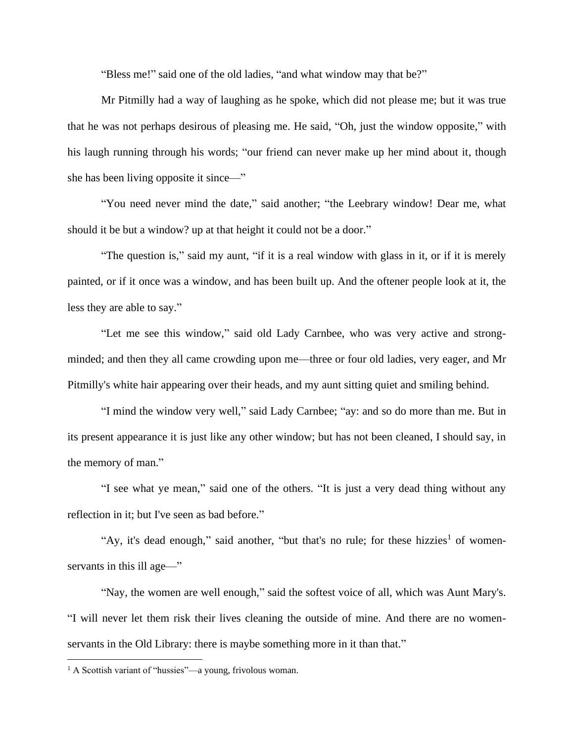"Bless me!" said one of the old ladies, "and what window may that be?"

Mr Pitmilly had a way of laughing as he spoke, which did not please me; but it was true that he was not perhaps desirous of pleasing me. He said, "Oh, just the window opposite," with his laugh running through his words; "our friend can never make up her mind about it, though she has been living opposite it since—"

"You need never mind the date," said another; "the Leebrary window! Dear me, what should it be but a window? up at that height it could not be a door."

"The question is," said my aunt, "if it is a real window with glass in it, or if it is merely painted, or if it once was a window, and has been built up. And the oftener people look at it, the less they are able to say."

"Let me see this window," said old Lady Carnbee, who was very active and strong-minded; and then they all came crowding upon me—three or four old ladies, very eager, and Mr Pitmilly's white hair appearing over their heads, and my aunt sitting quiet and smiling behind.

"I mind the window very well," said Lady Carnbee; "ay: and so do more than me. But in its present appearance it is just like any other window; but has not been cleaned, I should say, in the memory of man."

"I see what ye mean," said one of the others. "It is just a very dead thing without any reflection in it; but I've seen as bad before."

"Ay, it's dead enough," said another, "but that's no rule; for these hizzies[1] of women-servants in this ill age—"

"Nay, the women are well enough," said the softest voice of all, which was Aunt Mary's. "I will never let them risk their lives cleaning the outside of mine. And there are no women-servants in the Old Library: there is maybe something more in it than that."

[1] A Scottish variant of "hussies"—a young, frivolous woman.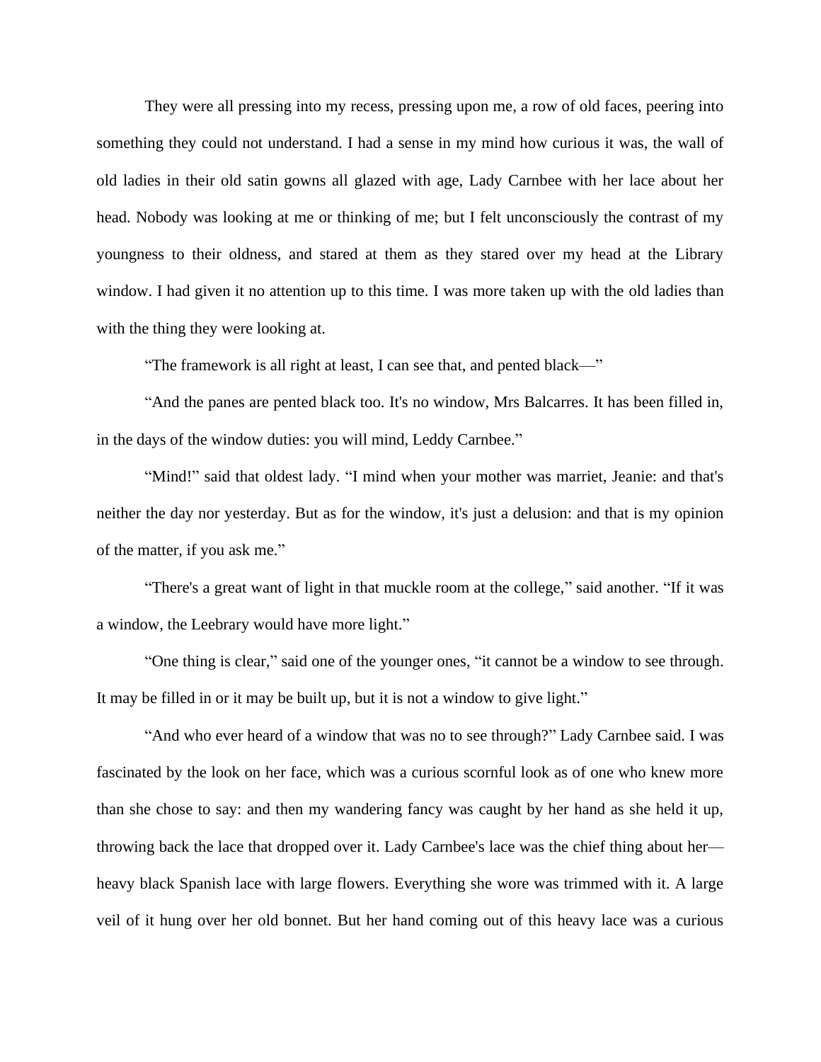They were all pressing into my recess, pressing upon me, a row of old faces, peering into something they could not understand. I had a sense in my mind how curious it was, the wall of old ladies in their old satin gowns all glazed with age, Lady Carnbee with her lace about her head. Nobody was looking at me or thinking of me; but I felt unconsciously the contrast of my youngness to their oldness, and stared at them as they stared over my head at the Library window. I had given it no attention up to this time. I was more taken up with the old ladies than with the thing they were looking at.

“The framework is all right at least, I can see that, and pented black—”

“And the panes are pented black too. It's no window, Mrs Balcarres. It has been filled in, in the days of the window duties: you will mind, Leddy Carnbee.”

“Mind!” said that oldest lady. “I mind when your mother was marriet, Jeanie: and that's neither the day nor yesterday. But as for the window, it's just a delusion: and that is my opinion of the matter, if you ask me.”

“There's a great want of light in that muckle room at the college,” said another. “If it was a window, the Leebrary would have more light.”

“One thing is clear,” said one of the younger ones, “it cannot be a window to see through. It may be filled in or it may be built up, but it is not a window to give light.”

“And who ever heard of a window that was no to see through?” Lady Carnbee said. I was fascinated by the look on her face, which was a curious scornful look as of one who knew more than she chose to say: and then my wandering fancy was caught by her hand as she held it up, throwing back the lace that dropped over it. Lady Carnbee's lace was the chief thing about her—heavy black Spanish lace with large flowers. Everything she wore was trimmed with it. A large veil of it hung over her old bonnet. But her hand coming out of this heavy lace was a curious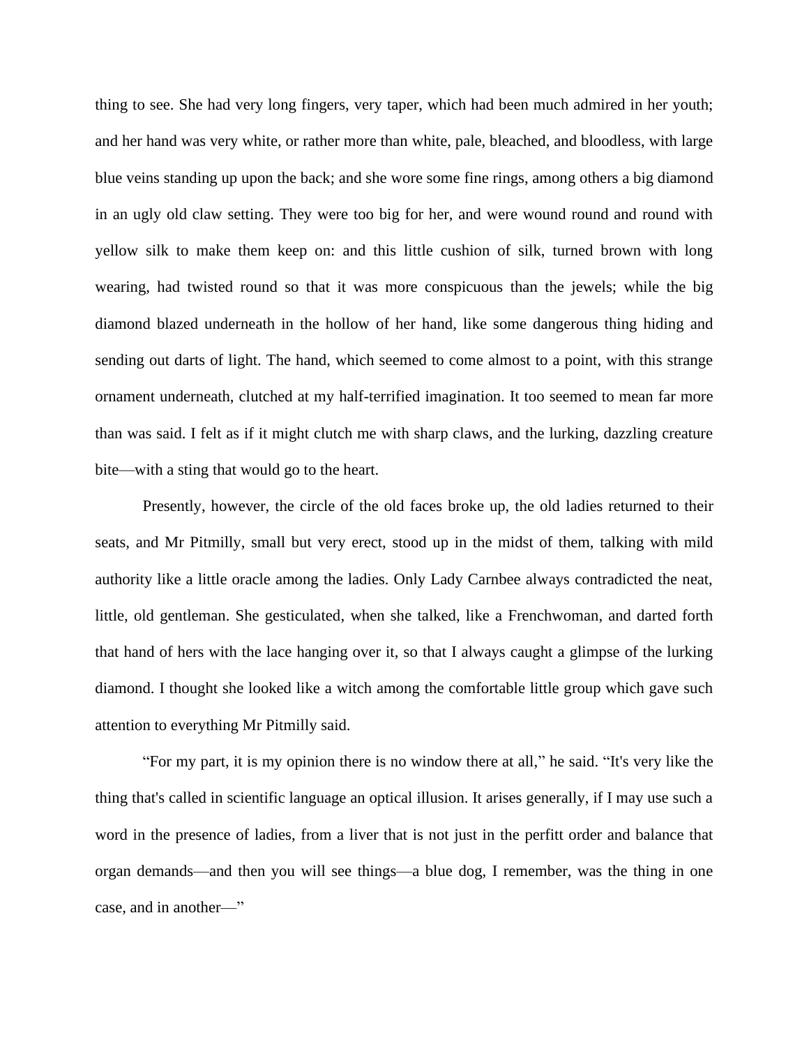thing to see. She had very long fingers, very taper, which had been much admired in her youth; and her hand was very white, or rather more than white, pale, bleached, and bloodless, with large blue veins standing up upon the back; and she wore some fine rings, among others a big diamond in an ugly old claw setting. They were too big for her, and were wound round and round with yellow silk to make them keep on: and this little cushion of silk, turned brown with long wearing, had twisted round so that it was more conspicuous than the jewels; while the big diamond blazed underneath in the hollow of her hand, like some dangerous thing hiding and sending out darts of light. The hand, which seemed to come almost to a point, with this strange ornament underneath, clutched at my half-terrified imagination. It too seemed to mean far more than was said. I felt as if it might clutch me with sharp claws, and the lurking, dazzling creature bite—with a sting that would go to the heart.

Presently, however, the circle of the old faces broke up, the old ladies returned to their seats, and Mr Pitmilly, small but very erect, stood up in the midst of them, talking with mild authority like a little oracle among the ladies. Only Lady Carnbee always contradicted the neat, little, old gentleman. She gesticulated, when she talked, like a Frenchwoman, and darted forth that hand of hers with the lace hanging over it, so that I always caught a glimpse of the lurking diamond. I thought she looked like a witch among the comfortable little group which gave such attention to everything Mr Pitmilly said.

"For my part, it is my opinion there is no window there at all," he said. "It's very like the thing that's called in scientific language an optical illusion. It arises generally, if I may use such a word in the presence of ladies, from a liver that is not just in the perfitt order and balance that organ demands—and then you will see things—a blue dog, I remember, was the thing in one case, and in another—"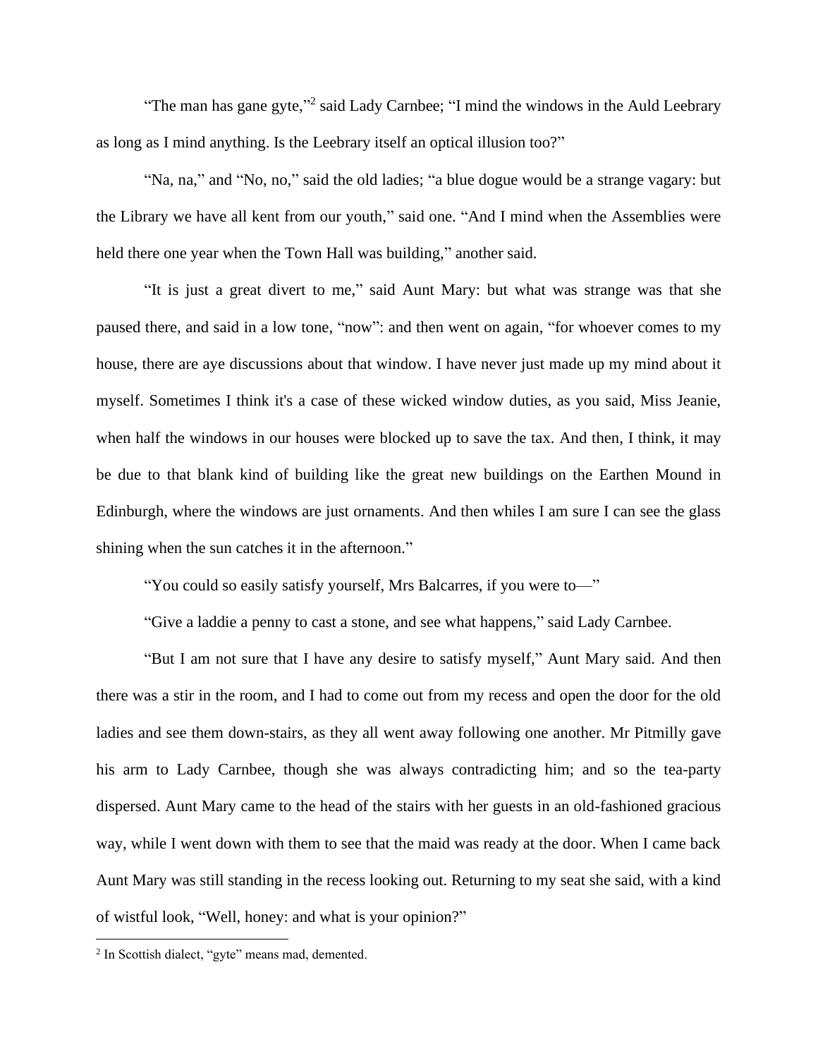"The man has gane gyte,"[2] said Lady Carnbee; "I mind the windows in the Auld Leebrary as long as I mind anything. Is the Leebrary itself an optical illusion too?"

"Na, na," and "No, no," said the old ladies; "a blue dogue would be a strange vagary: but the Library we have all kent from our youth," said one. "And I mind when the Assemblies were held there one year when the Town Hall was building," another said.

"It is just a great divert to me," said Aunt Mary: but what was strange was that she paused there, and said in a low tone, "now": and then went on again, "for whoever comes to my house, there are aye discussions about that window. I have never just made up my mind about it myself. Sometimes I think it's a case of these wicked window duties, as you said, Miss Jeanie, when half the windows in our houses were blocked up to save the tax. And then, I think, it may be due to that blank kind of building like the great new buildings on the Earthen Mound in Edinburgh, where the windows are just ornaments. And then whiles I am sure I can see the glass shining when the sun catches it in the afternoon."

"You could so easily satisfy yourself, Mrs Balcarres, if you were to—"

"Give a laddie a penny to cast a stone, and see what happens," said Lady Carnbee.

"But I am not sure that I have any desire to satisfy myself," Aunt Mary said. And then there was a stir in the room, and I had to come out from my recess and open the door for the old ladies and see them down-stairs, as they all went away following one another. Mr Pitmilly gave his arm to Lady Carnbee, though she was always contradicting him; and so the tea-party dispersed. Aunt Mary came to the head of the stairs with her guests in an old-fashioned gracious way, while I went down with them to see that the maid was ready at the door. When I came back Aunt Mary was still standing in the recess looking out. Returning to my seat she said, with a kind of wistful look, "Well, honey: and what is your opinion?"

[2] In Scottish dialect, "gyte" means mad, demented.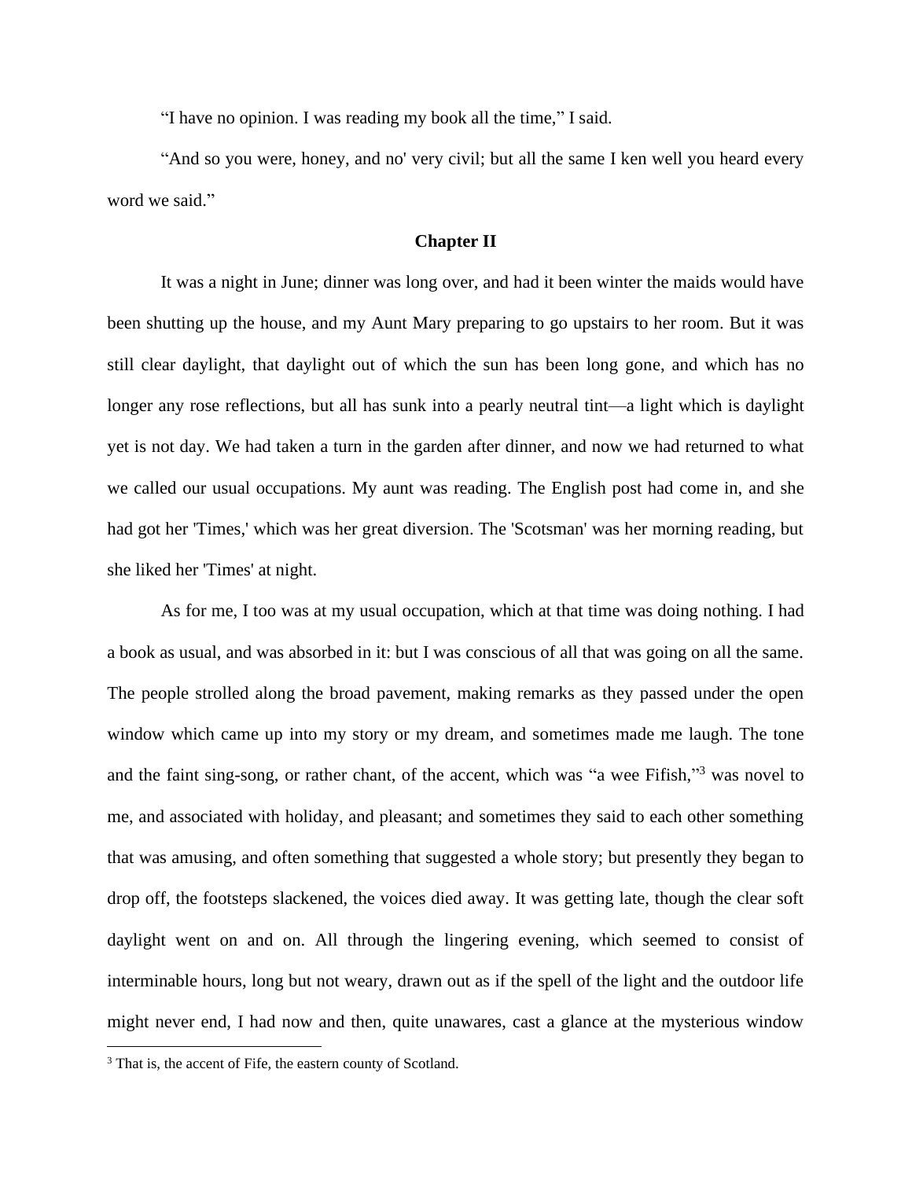"I have no opinion. I was reading my book all the time," I said.

"And so you were, honey, and no' very civil; but all the same I ken well you heard every word we said."

## Chapter II

It was a night in June; dinner was long over, and had it been winter the maids would have been shutting up the house, and my Aunt Mary preparing to go upstairs to her room. But it was still clear daylight, that daylight out of which the sun has been long gone, and which has no longer any rose reflections, but all has sunk into a pearly neutral tint—a light which is daylight yet is not day. We had taken a turn in the garden after dinner, and now we had returned to what we called our usual occupations. My aunt was reading. The English post had come in, and she had got her 'Times,' which was her great diversion. The 'Scotsman' was her morning reading, but she liked her 'Times' at night.

As for me, I too was at my usual occupation, which at that time was doing nothing. I had a book as usual, and was absorbed in it: but I was conscious of all that was going on all the same. The people strolled along the broad pavement, making remarks as they passed under the open window which came up into my story or my dream, and sometimes made me laugh. The tone and the faint sing-song, or rather chant, of the accent, which was "a wee Fifish,"[3] was novel to me, and associated with holiday, and pleasant; and sometimes they said to each other something that was amusing, and often something that suggested a whole story; but presently they began to drop off, the footsteps slackened, the voices died away. It was getting late, though the clear soft daylight went on and on. All through the lingering evening, which seemed to consist of interminable hours, long but not weary, drawn out as if the spell of the light and the outdoor life might never end, I had now and then, quite unawares, cast a glance at the mysterious window

[3] That is, the accent of Fife, the eastern county of Scotland.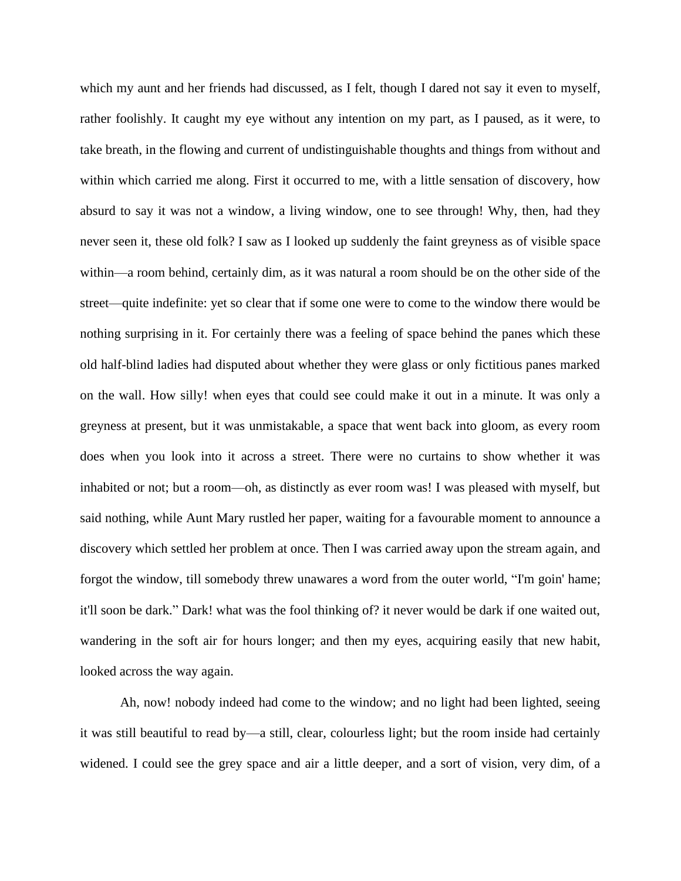which my aunt and her friends had discussed, as I felt, though I dared not say it even to myself, rather foolishly. It caught my eye without any intention on my part, as I paused, as it were, to take breath, in the flowing and current of undistinguishable thoughts and things from without and within which carried me along. First it occurred to me, with a little sensation of discovery, how absurd to say it was not a window, a living window, one to see through! Why, then, had they never seen it, these old folk? I saw as I looked up suddenly the faint greyness as of visible space within—a room behind, certainly dim, as it was natural a room should be on the other side of the street—quite indefinite: yet so clear that if some one were to come to the window there would be nothing surprising in it. For certainly there was a feeling of space behind the panes which these old half-blind ladies had disputed about whether they were glass or only fictitious panes marked on the wall. How silly! when eyes that could see could make it out in a minute. It was only a greyness at present, but it was unmistakable, a space that went back into gloom, as every room does when you look into it across a street. There were no curtains to show whether it was inhabited or not; but a room—oh, as distinctly as ever room was! I was pleased with myself, but said nothing, while Aunt Mary rustled her paper, waiting for a favourable moment to announce a discovery which settled her problem at once. Then I was carried away upon the stream again, and forgot the window, till somebody threw unawares a word from the outer world, "I'm goin' hame; it'll soon be dark." Dark! what was the fool thinking of? it never would be dark if one waited out, wandering in the soft air for hours longer; and then my eyes, acquiring easily that new habit, looked across the way again.

Ah, now! nobody indeed had come to the window; and no light had been lighted, seeing it was still beautiful to read by—a still, clear, colourless light; but the room inside had certainly widened. I could see the grey space and air a little deeper, and a sort of vision, very dim, of a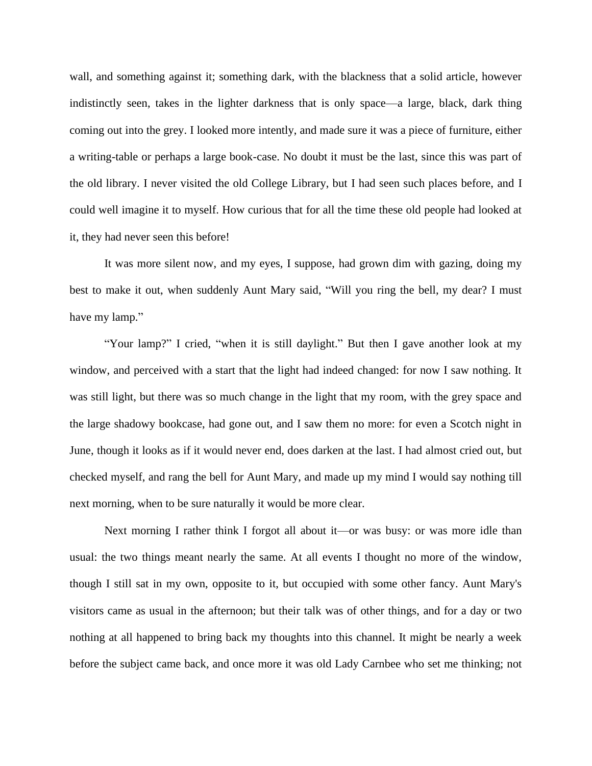wall, and something against it; something dark, with the blackness that a solid article, however indistinctly seen, takes in the lighter darkness that is only space—a large, black, dark thing coming out into the grey. I looked more intently, and made sure it was a piece of furniture, either a writing-table or perhaps a large book-case. No doubt it must be the last, since this was part of the old library. I never visited the old College Library, but I had seen such places before, and I could well imagine it to myself. How curious that for all the time these old people had looked at it, they had never seen this before!

It was more silent now, and my eyes, I suppose, had grown dim with gazing, doing my best to make it out, when suddenly Aunt Mary said, "Will you ring the bell, my dear? I must have my lamp."

"Your lamp?" I cried, "when it is still daylight." But then I gave another look at my window, and perceived with a start that the light had indeed changed: for now I saw nothing. It was still light, but there was so much change in the light that my room, with the grey space and the large shadowy bookcase, had gone out, and I saw them no more: for even a Scotch night in June, though it looks as if it would never end, does darken at the last. I had almost cried out, but checked myself, and rang the bell for Aunt Mary, and made up my mind I would say nothing till next morning, when to be sure naturally it would be more clear.

Next morning I rather think I forgot all about it—or was busy: or was more idle than usual: the two things meant nearly the same. At all events I thought no more of the window, though I still sat in my own, opposite to it, but occupied with some other fancy. Aunt Mary's visitors came as usual in the afternoon; but their talk was of other things, and for a day or two nothing at all happened to bring back my thoughts into this channel. It might be nearly a week before the subject came back, and once more it was old Lady Carnbee who set me thinking; not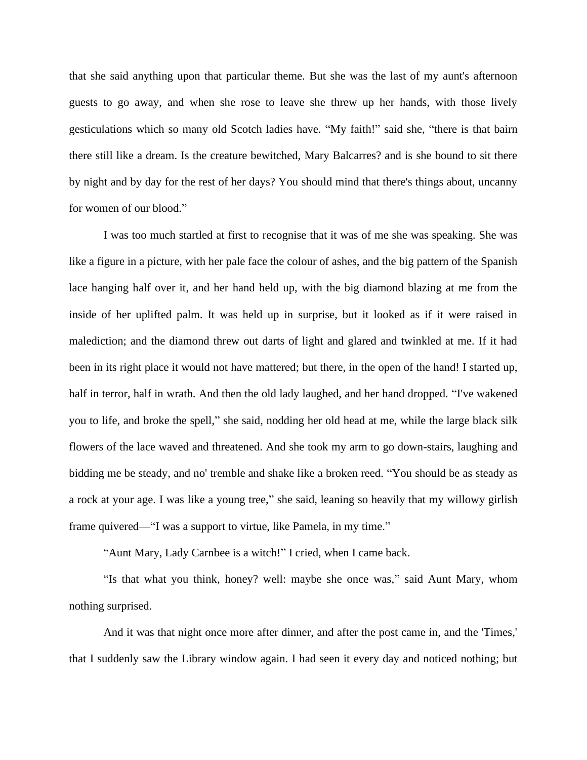that she said anything upon that particular theme. But she was the last of my aunt's afternoon guests to go away, and when she rose to leave she threw up her hands, with those lively gesticulations which so many old Scotch ladies have. “My faith!” said she, “there is that bairn there still like a dream. Is the creature bewitched, Mary Balcarres? and is she bound to sit there by night and by day for the rest of her days? You should mind that there's things about, uncanny for women of our blood.”

I was too much startled at first to recognise that it was of me she was speaking. She was like a figure in a picture, with her pale face the colour of ashes, and the big pattern of the Spanish lace hanging half over it, and her hand held up, with the big diamond blazing at me from the inside of her uplifted palm. It was held up in surprise, but it looked as if it were raised in malediction; and the diamond threw out darts of light and glared and twinkled at me. If it had been in its right place it would not have mattered; but there, in the open of the hand! I started up, half in terror, half in wrath. And then the old lady laughed, and her hand dropped. “I've wakened you to life, and broke the spell,” she said, nodding her old head at me, while the large black silk flowers of the lace waved and threatened. And she took my arm to go down-stairs, laughing and bidding me be steady, and no' tremble and shake like a broken reed. “You should be as steady as a rock at your age. I was like a young tree,” she said, leaning so heavily that my willowy girlish frame quivered—“I was a support to virtue, like Pamela, in my time.”

“Aunt Mary, Lady Carnbee is a witch!” I cried, when I came back.

“Is that what you think, honey? well: maybe she once was,” said Aunt Mary, whom nothing surprised.

And it was that night once more after dinner, and after the post came in, and the 'Times,' that I suddenly saw the Library window again. I had seen it every day and noticed nothing; but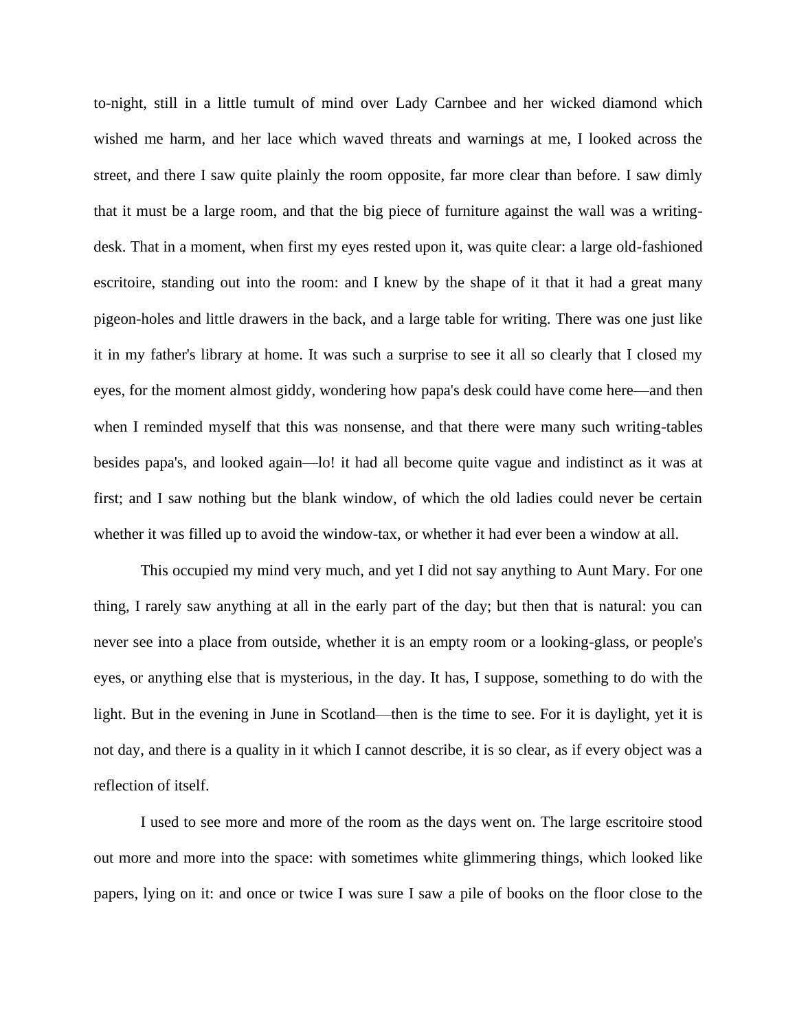to-night, still in a little tumult of mind over Lady Carnbee and her wicked diamond which wished me harm, and her lace which waved threats and warnings at me, I looked across the street, and there I saw quite plainly the room opposite, far more clear than before. I saw dimly that it must be a large room, and that the big piece of furniture against the wall was a writing-desk. That in a moment, when first my eyes rested upon it, was quite clear: a large old-fashioned escritoire, standing out into the room: and I knew by the shape of it that it had a great many pigeon-holes and little drawers in the back, and a large table for writing. There was one just like it in my father's library at home. It was such a surprise to see it all so clearly that I closed my eyes, for the moment almost giddy, wondering how papa's desk could have come here—and then when I reminded myself that this was nonsense, and that there were many such writing-tables besides papa's, and looked again—lo! it had all become quite vague and indistinct as it was at first; and I saw nothing but the blank window, of which the old ladies could never be certain whether it was filled up to avoid the window-tax, or whether it had ever been a window at all.

This occupied my mind very much, and yet I did not say anything to Aunt Mary. For one thing, I rarely saw anything at all in the early part of the day; but then that is natural: you can never see into a place from outside, whether it is an empty room or a looking-glass, or people's eyes, or anything else that is mysterious, in the day. It has, I suppose, something to do with the light. But in the evening in June in Scotland—then is the time to see. For it is daylight, yet it is not day, and there is a quality in it which I cannot describe, it is so clear, as if every object was a reflection of itself.

I used to see more and more of the room as the days went on. The large escritoire stood out more and more into the space: with sometimes white glimmering things, which looked like papers, lying on it: and once or twice I was sure I saw a pile of books on the floor close to the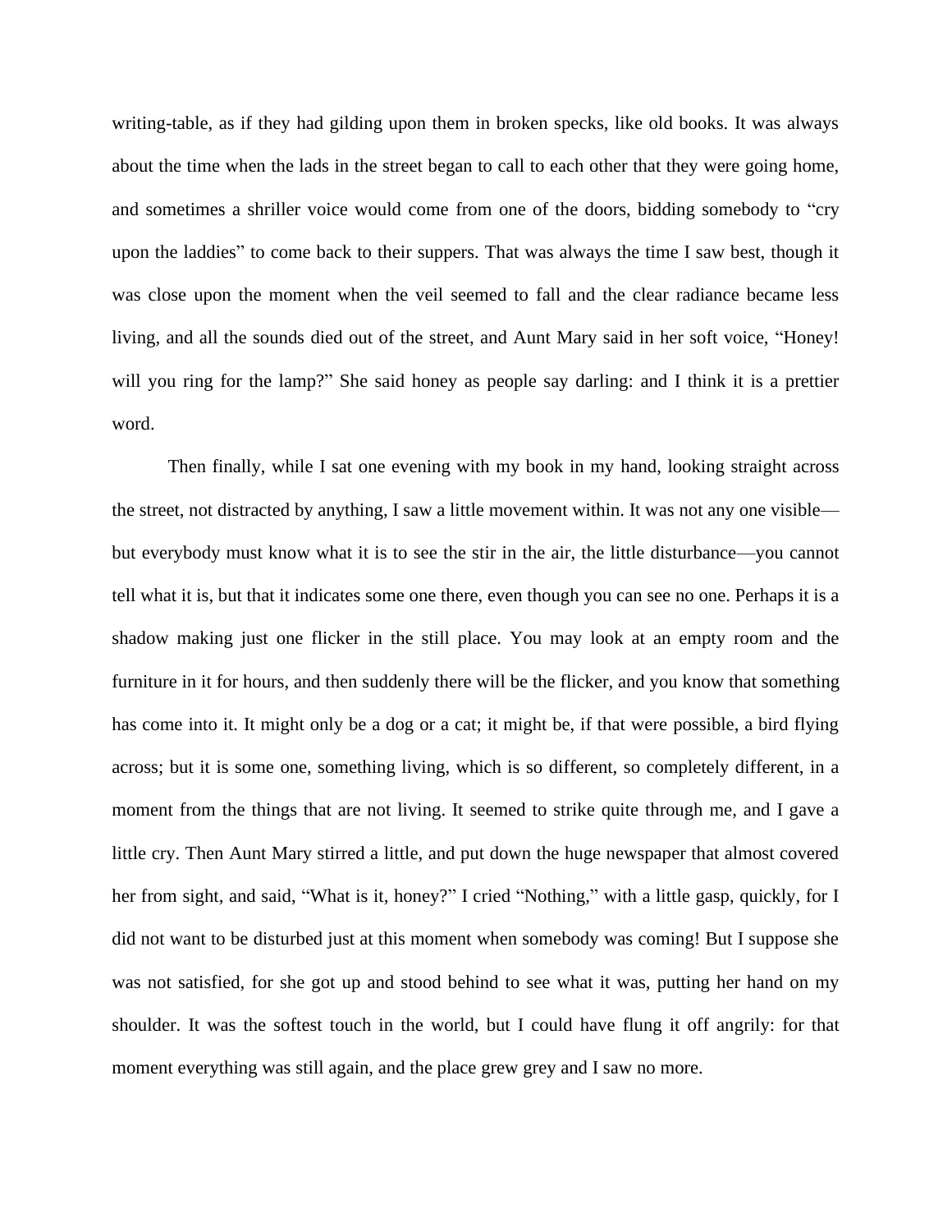writing-table, as if they had gilding upon them in broken specks, like old books. It was always about the time when the lads in the street began to call to each other that they were going home, and sometimes a shriller voice would come from one of the doors, bidding somebody to "cry upon the laddies" to come back to their suppers. That was always the time I saw best, though it was close upon the moment when the veil seemed to fall and the clear radiance became less living, and all the sounds died out of the street, and Aunt Mary said in her soft voice, "Honey! will you ring for the lamp?" She said honey as people say darling: and I think it is a prettier word.

Then finally, while I sat one evening with my book in my hand, looking straight across the street, not distracted by anything, I saw a little movement within. It was not any one visible—but everybody must know what it is to see the stir in the air, the little disturbance—you cannot tell what it is, but that it indicates some one there, even though you can see no one. Perhaps it is a shadow making just one flicker in the still place. You may look at an empty room and the furniture in it for hours, and then suddenly there will be the flicker, and you know that something has come into it. It might only be a dog or a cat; it might be, if that were possible, a bird flying across; but it is some one, something living, which is so different, so completely different, in a moment from the things that are not living. It seemed to strike quite through me, and I gave a little cry. Then Aunt Mary stirred a little, and put down the huge newspaper that almost covered her from sight, and said, "What is it, honey?" I cried "Nothing," with a little gasp, quickly, for I did not want to be disturbed just at this moment when somebody was coming! But I suppose she was not satisfied, for she got up and stood behind to see what it was, putting her hand on my shoulder. It was the softest touch in the world, but I could have flung it off angrily: for that moment everything was still again, and the place grew grey and I saw no more.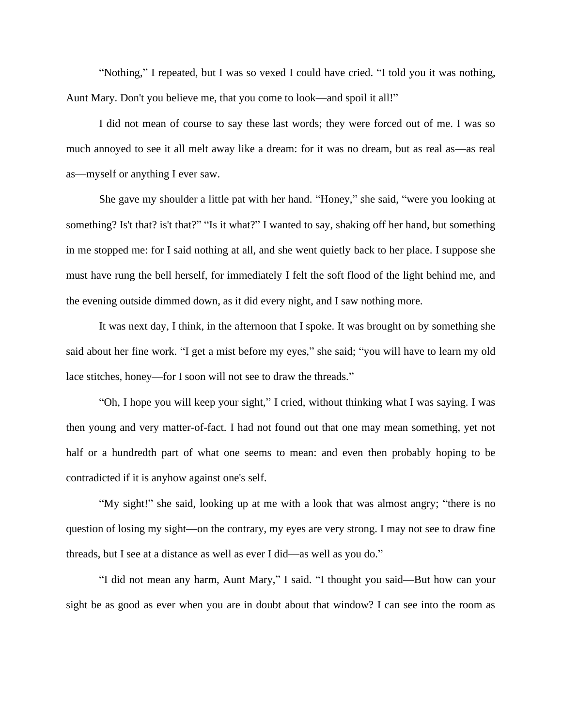"Nothing," I repeated, but I was so vexed I could have cried. "I told you it was nothing, Aunt Mary. Don't you believe me, that you come to look—and spoil it all!"

I did not mean of course to say these last words; they were forced out of me. I was so much annoyed to see it all melt away like a dream: for it was no dream, but as real as—as real as—myself or anything I ever saw.

She gave my shoulder a little pat with her hand. "Honey," she said, "were you looking at something? Is't that? is't that?" "Is it what?" I wanted to say, shaking off her hand, but something in me stopped me: for I said nothing at all, and she went quietly back to her place. I suppose she must have rung the bell herself, for immediately I felt the soft flood of the light behind me, and the evening outside dimmed down, as it did every night, and I saw nothing more.

It was next day, I think, in the afternoon that I spoke. It was brought on by something she said about her fine work. "I get a mist before my eyes," she said; "you will have to learn my old lace stitches, honey—for I soon will not see to draw the threads."

"Oh, I hope you will keep your sight," I cried, without thinking what I was saying. I was then young and very matter-of-fact. I had not found out that one may mean something, yet not half or a hundredth part of what one seems to mean: and even then probably hoping to be contradicted if it is anyhow against one's self.

"My sight!" she said, looking up at me with a look that was almost angry; "there is no question of losing my sight—on the contrary, my eyes are very strong. I may not see to draw fine threads, but I see at a distance as well as ever I did—as well as you do."

"I did not mean any harm, Aunt Mary," I said. "I thought you said—But how can your sight be as good as ever when you are in doubt about that window? I can see into the room as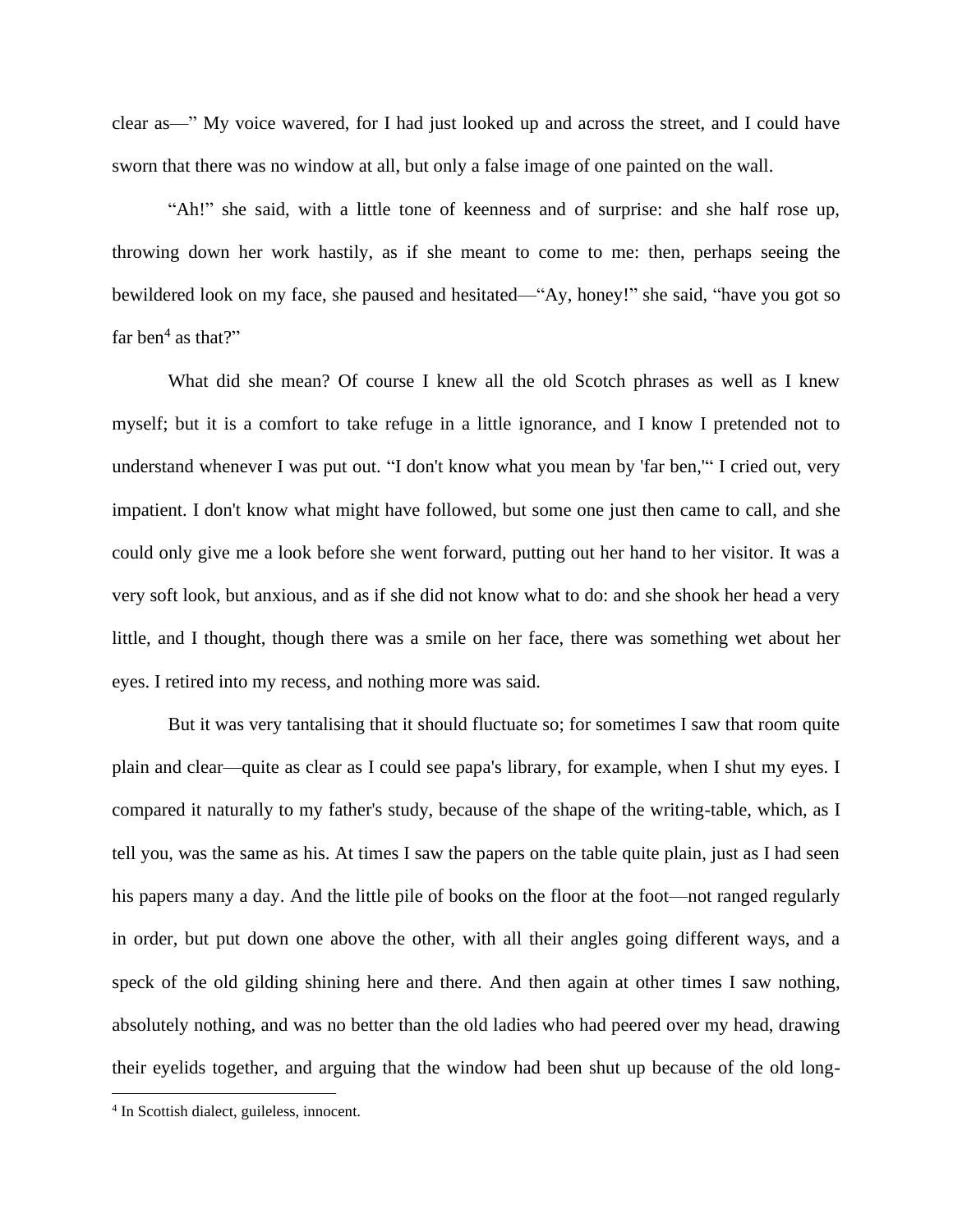clear as—" My voice wavered, for I had just looked up and across the street, and I could have sworn that there was no window at all, but only a false image of one painted on the wall.

"Ah!" she said, with a little tone of keenness and of surprise: and she half rose up, throwing down her work hastily, as if she meant to come to me: then, perhaps seeing the bewildered look on my face, she paused and hesitated—"Ay, honey!" she said, "have you got so far ben[4] as that?"

What did she mean? Of course I knew all the old Scotch phrases as well as I knew myself; but it is a comfort to take refuge in a little ignorance, and I know I pretended not to understand whenever I was put out. "I don't know what you mean by 'far ben,'" I cried out, very impatient. I don't know what might have followed, but some one just then came to call, and she could only give me a look before she went forward, putting out her hand to her visitor. It was a very soft look, but anxious, and as if she did not know what to do: and she shook her head a very little, and I thought, though there was a smile on her face, there was something wet about her eyes. I retired into my recess, and nothing more was said.

But it was very tantalising that it should fluctuate so; for sometimes I saw that room quite plain and clear—quite as clear as I could see papa's library, for example, when I shut my eyes. I compared it naturally to my father's study, because of the shape of the writing-table, which, as I tell you, was the same as his. At times I saw the papers on the table quite plain, just as I had seen his papers many a day. And the little pile of books on the floor at the foot—not ranged regularly in order, but put down one above the other, with all their angles going different ways, and a speck of the old gilding shining here and there. And then again at other times I saw nothing, absolutely nothing, and was no better than the old ladies who had peered over my head, drawing their eyelids together, and arguing that the window had been shut up because of the old long-

[4] In Scottish dialect, guileless, innocent.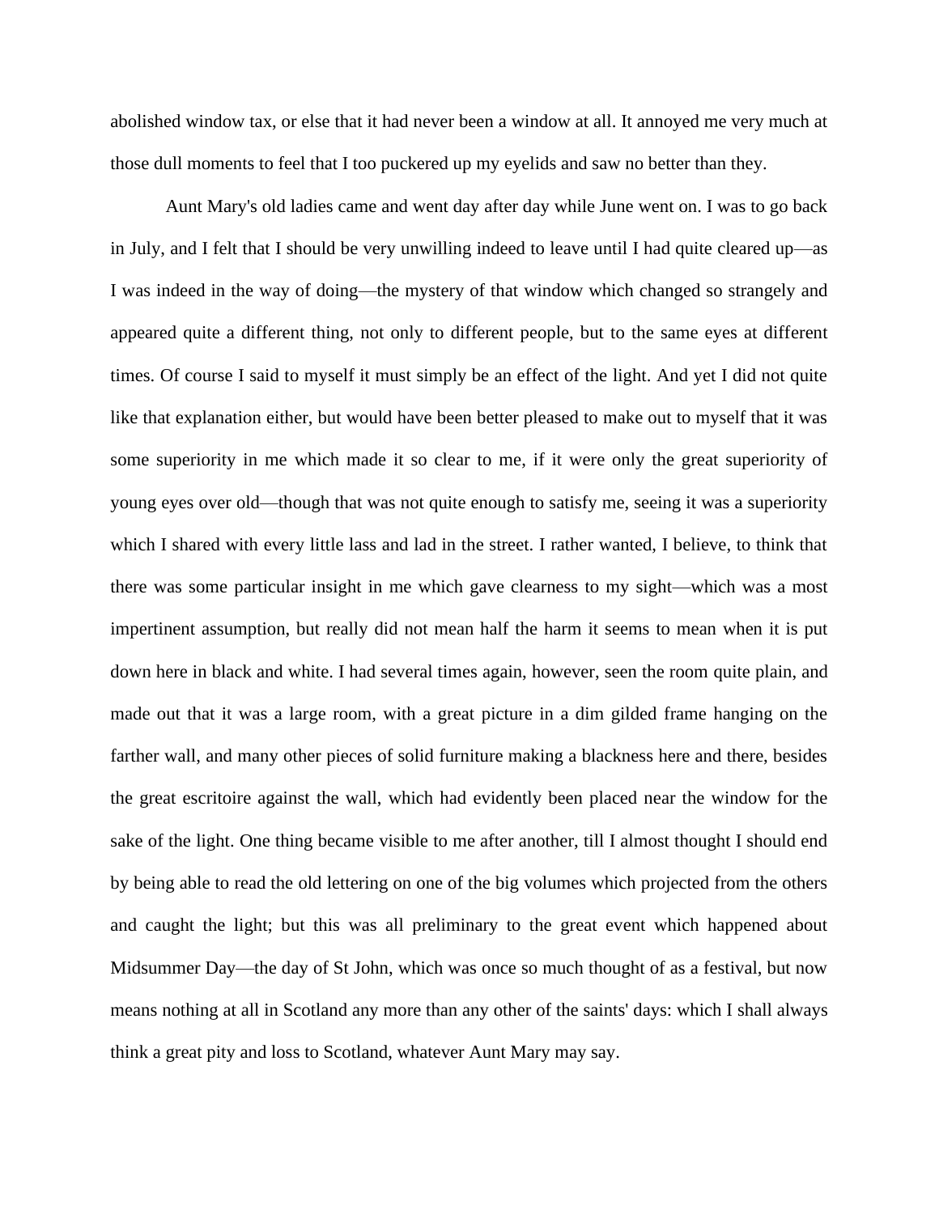abolished window tax, or else that it had never been a window at all. It annoyed me very much at those dull moments to feel that I too puckered up my eyelids and saw no better than they.

Aunt Mary's old ladies came and went day after day while June went on. I was to go back in July, and I felt that I should be very unwilling indeed to leave until I had quite cleared up—as I was indeed in the way of doing—the mystery of that window which changed so strangely and appeared quite a different thing, not only to different people, but to the same eyes at different times. Of course I said to myself it must simply be an effect of the light. And yet I did not quite like that explanation either, but would have been better pleased to make out to myself that it was some superiority in me which made it so clear to me, if it were only the great superiority of young eyes over old—though that was not quite enough to satisfy me, seeing it was a superiority which I shared with every little lass and lad in the street. I rather wanted, I believe, to think that there was some particular insight in me which gave clearness to my sight—which was a most impertinent assumption, but really did not mean half the harm it seems to mean when it is put down here in black and white. I had several times again, however, seen the room quite plain, and made out that it was a large room, with a great picture in a dim gilded frame hanging on the farther wall, and many other pieces of solid furniture making a blackness here and there, besides the great escritoire against the wall, which had evidently been placed near the window for the sake of the light. One thing became visible to me after another, till I almost thought I should end by being able to read the old lettering on one of the big volumes which projected from the others and caught the light; but this was all preliminary to the great event which happened about Midsummer Day—the day of St John, which was once so much thought of as a festival, but now means nothing at all in Scotland any more than any other of the saints' days: which I shall always think a great pity and loss to Scotland, whatever Aunt Mary may say.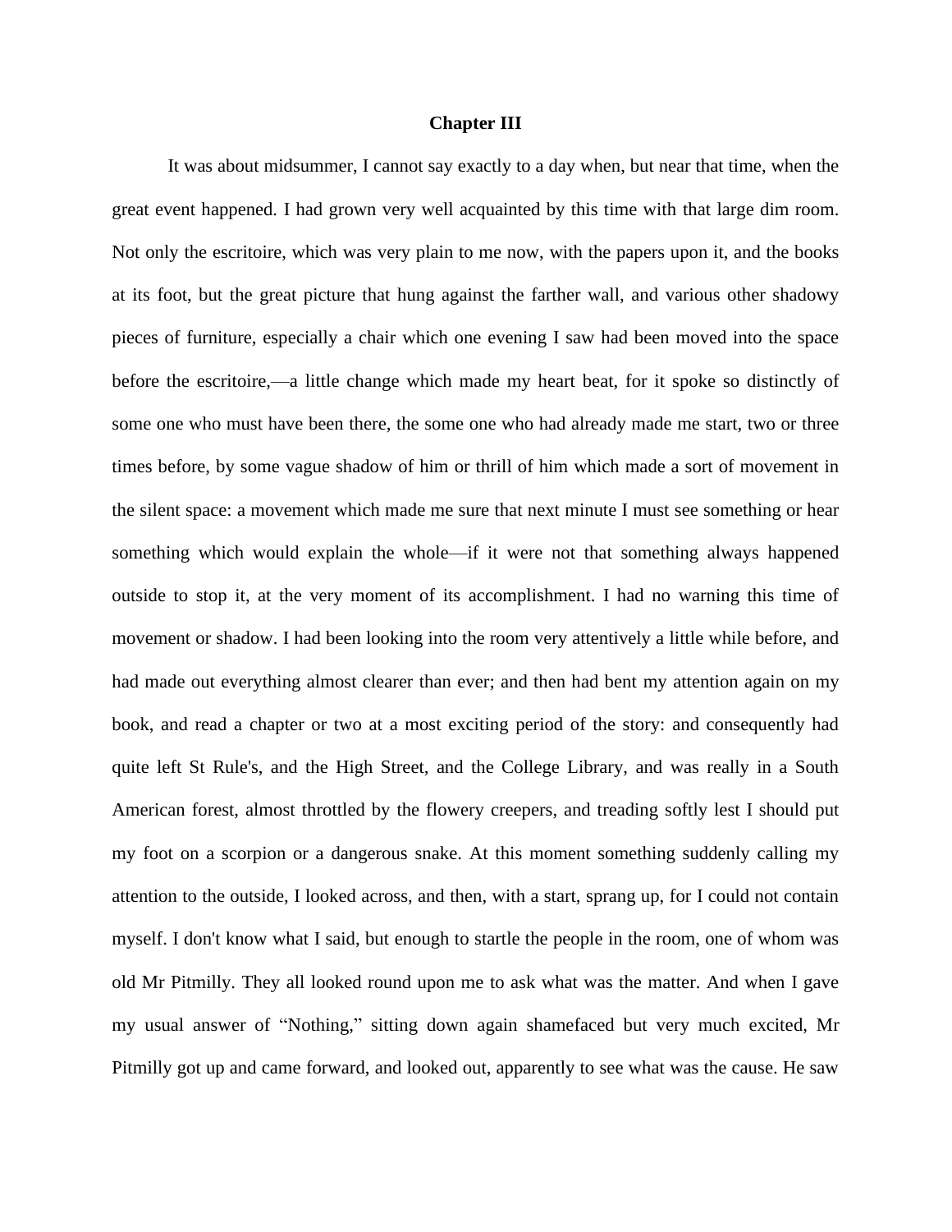## Chapter III

It was about midsummer, I cannot say exactly to a day when, but near that time, when the great event happened. I had grown very well acquainted by this time with that large dim room. Not only the escritoire, which was very plain to me now, with the papers upon it, and the books at its foot, but the great picture that hung against the farther wall, and various other shadowy pieces of furniture, especially a chair which one evening I saw had been moved into the space before the escritoire,—a little change which made my heart beat, for it spoke so distinctly of some one who must have been there, the some one who had already made me start, two or three times before, by some vague shadow of him or thrill of him which made a sort of movement in the silent space: a movement which made me sure that next minute I must see something or hear something which would explain the whole—if it were not that something always happened outside to stop it, at the very moment of its accomplishment. I had no warning this time of movement or shadow. I had been looking into the room very attentively a little while before, and had made out everything almost clearer than ever; and then had bent my attention again on my book, and read a chapter or two at a most exciting period of the story: and consequently had quite left St Rule's, and the High Street, and the College Library, and was really in a South American forest, almost throttled by the flowery creepers, and treading softly lest I should put my foot on a scorpion or a dangerous snake. At this moment something suddenly calling my attention to the outside, I looked across, and then, with a start, sprang up, for I could not contain myself. I don't know what I said, but enough to startle the people in the room, one of whom was old Mr Pitmilly. They all looked round upon me to ask what was the matter. And when I gave my usual answer of "Nothing," sitting down again shamefaced but very much excited, Mr Pitmilly got up and came forward, and looked out, apparently to see what was the cause. He saw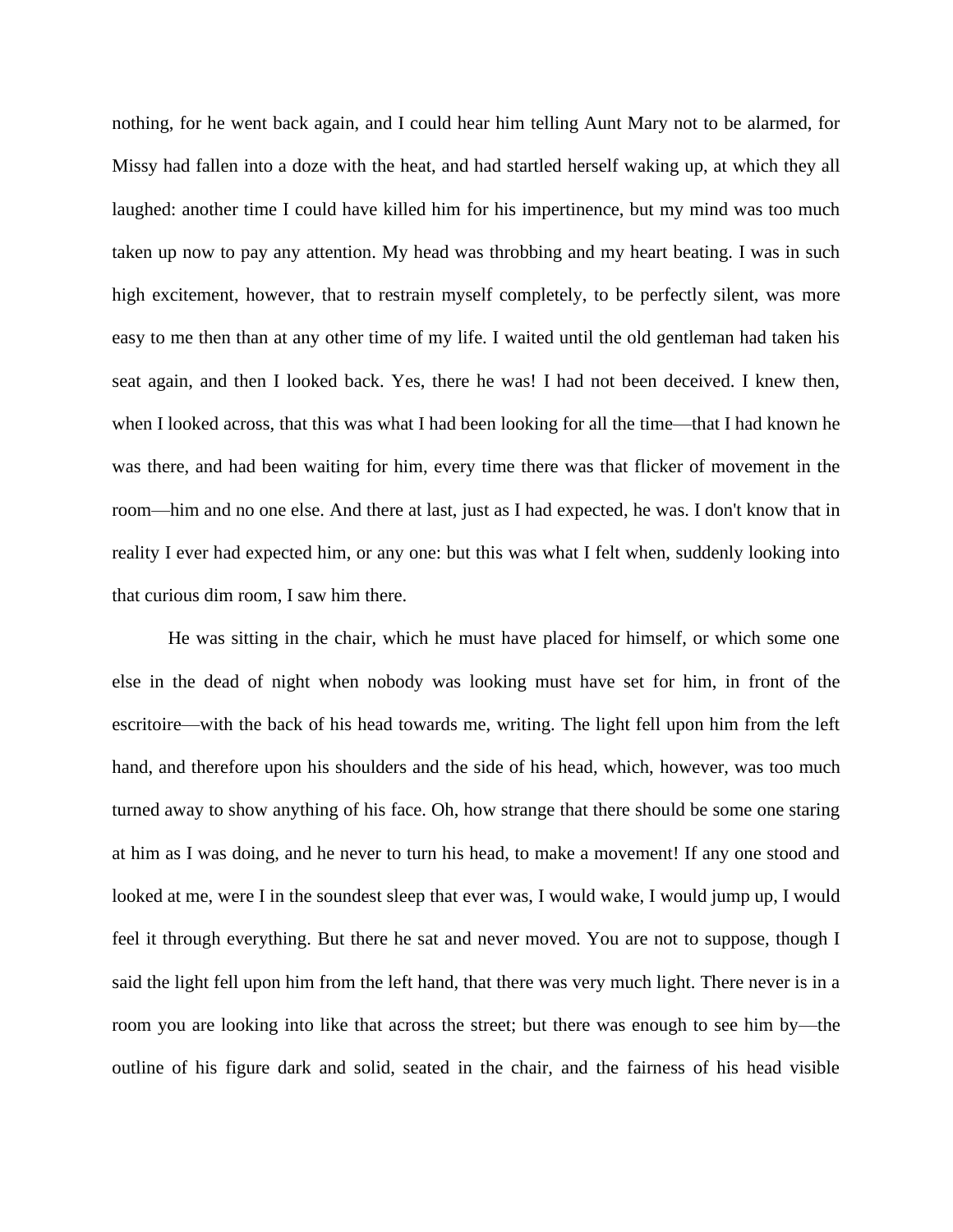nothing, for he went back again, and I could hear him telling Aunt Mary not to be alarmed, for Missy had fallen into a doze with the heat, and had startled herself waking up, at which they all laughed: another time I could have killed him for his impertinence, but my mind was too much taken up now to pay any attention. My head was throbbing and my heart beating. I was in such high excitement, however, that to restrain myself completely, to be perfectly silent, was more easy to me then than at any other time of my life. I waited until the old gentleman had taken his seat again, and then I looked back. Yes, there he was! I had not been deceived. I knew then, when I looked across, that this was what I had been looking for all the time—that I had known he was there, and had been waiting for him, every time there was that flicker of movement in the room—him and no one else. And there at last, just as I had expected, he was. I don't know that in reality I ever had expected him, or any one: but this was what I felt when, suddenly looking into that curious dim room, I saw him there.

He was sitting in the chair, which he must have placed for himself, or which some one else in the dead of night when nobody was looking must have set for him, in front of the escritoire—with the back of his head towards me, writing. The light fell upon him from the left hand, and therefore upon his shoulders and the side of his head, which, however, was too much turned away to show anything of his face. Oh, how strange that there should be some one staring at him as I was doing, and he never to turn his head, to make a movement! If any one stood and looked at me, were I in the soundest sleep that ever was, I would wake, I would jump up, I would feel it through everything. But there he sat and never moved. You are not to suppose, though I said the light fell upon him from the left hand, that there was very much light. There never is in a room you are looking into like that across the street; but there was enough to see him by—the outline of his figure dark and solid, seated in the chair, and the fairness of his head visible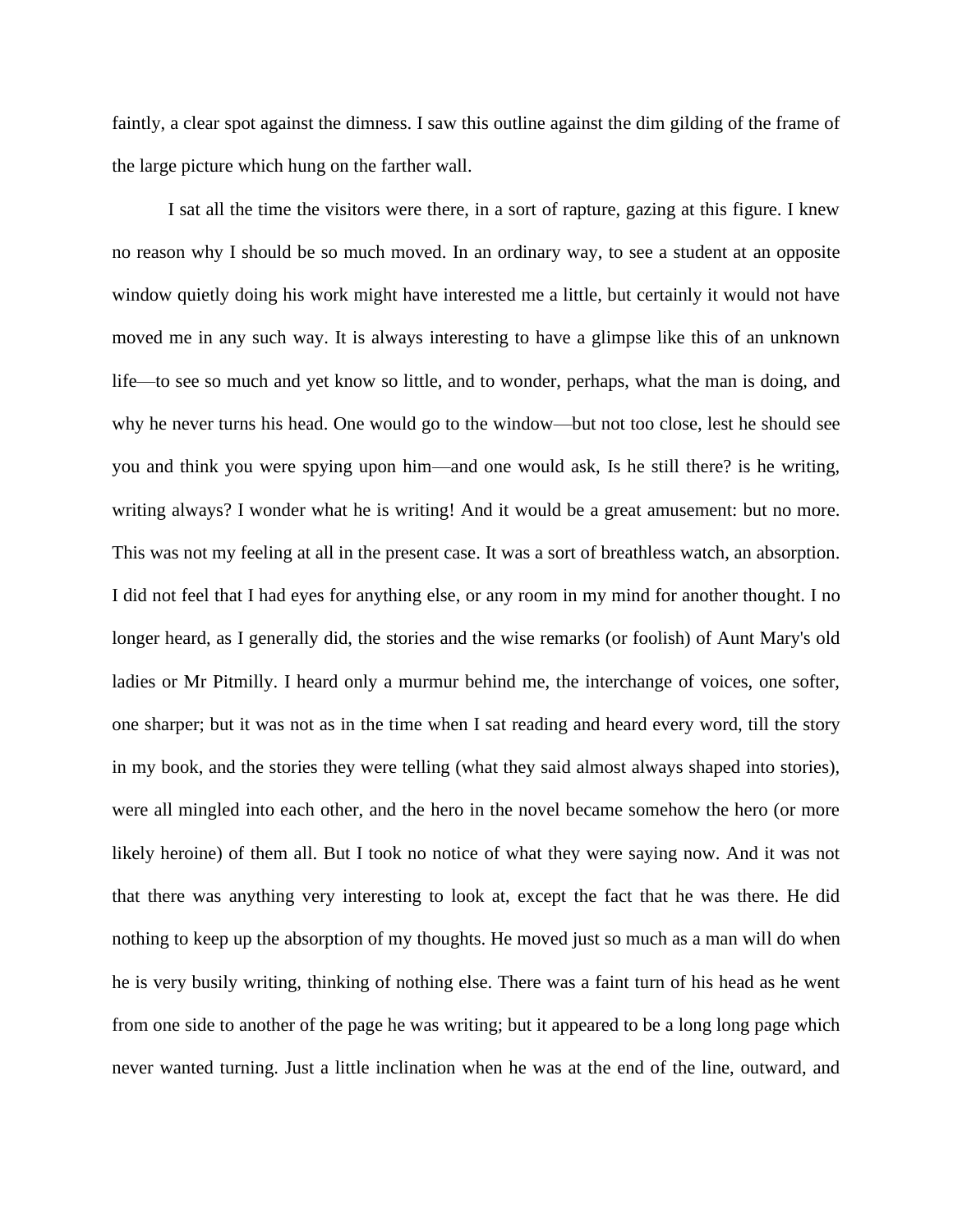faintly, a clear spot against the dimness. I saw this outline against the dim gilding of the frame of the large picture which hung on the farther wall.

I sat all the time the visitors were there, in a sort of rapture, gazing at this figure. I knew no reason why I should be so much moved. In an ordinary way, to see a student at an opposite window quietly doing his work might have interested me a little, but certainly it would not have moved me in any such way. It is always interesting to have a glimpse like this of an unknown life—to see so much and yet know so little, and to wonder, perhaps, what the man is doing, and why he never turns his head. One would go to the window—but not too close, lest he should see you and think you were spying upon him—and one would ask, Is he still there? is he writing, writing always? I wonder what he is writing! And it would be a great amusement: but no more. This was not my feeling at all in the present case. It was a sort of breathless watch, an absorption. I did not feel that I had eyes for anything else, or any room in my mind for another thought. I no longer heard, as I generally did, the stories and the wise remarks (or foolish) of Aunt Mary's old ladies or Mr Pitmilly. I heard only a murmur behind me, the interchange of voices, one softer, one sharper; but it was not as in the time when I sat reading and heard every word, till the story in my book, and the stories they were telling (what they said almost always shaped into stories), were all mingled into each other, and the hero in the novel became somehow the hero (or more likely heroine) of them all. But I took no notice of what they were saying now. And it was not that there was anything very interesting to look at, except the fact that he was there. He did nothing to keep up the absorption of my thoughts. He moved just so much as a man will do when he is very busily writing, thinking of nothing else. There was a faint turn of his head as he went from one side to another of the page he was writing; but it appeared to be a long long page which never wanted turning. Just a little inclination when he was at the end of the line, outward, and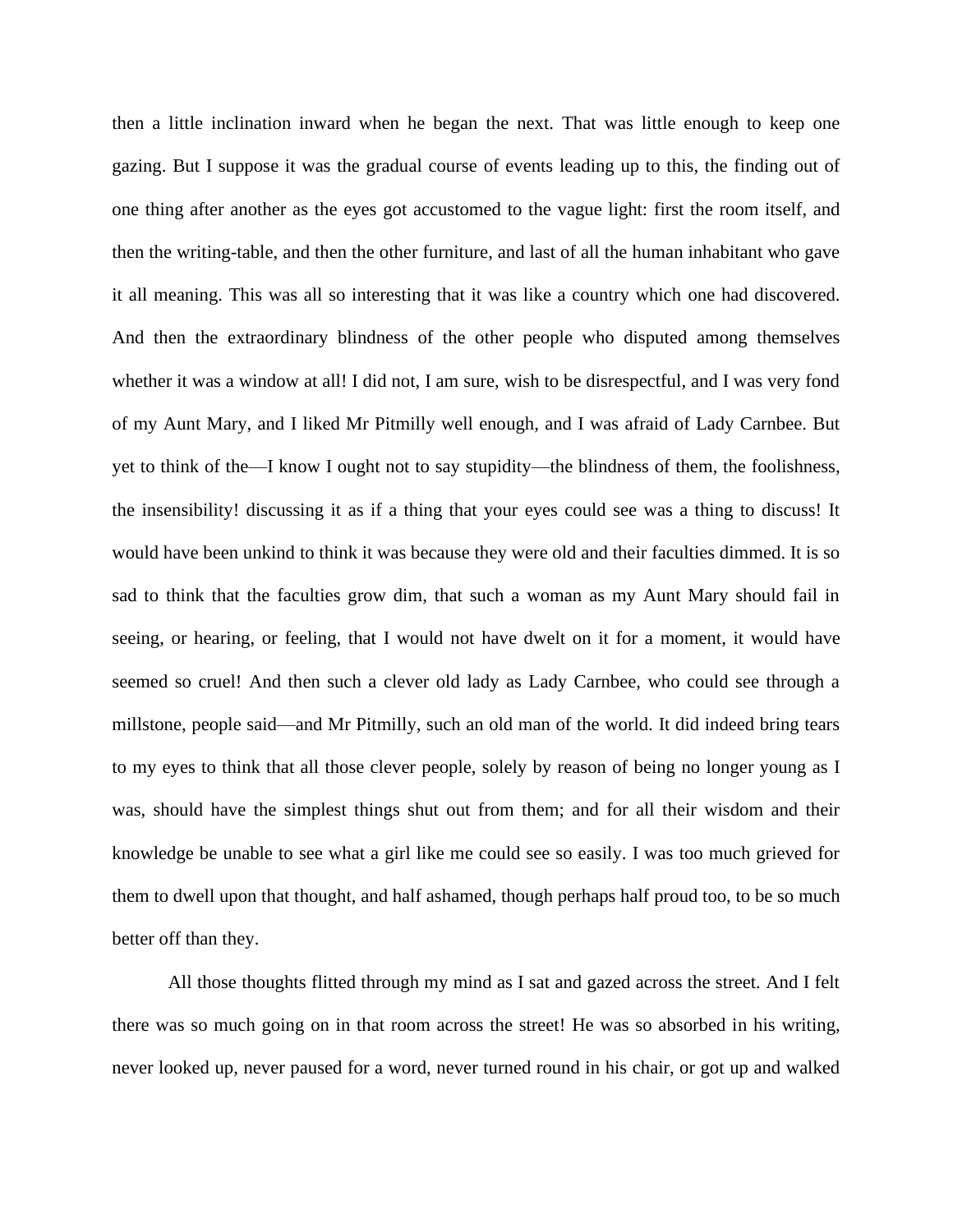then a little inclination inward when he began the next. That was little enough to keep one gazing. But I suppose it was the gradual course of events leading up to this, the finding out of one thing after another as the eyes got accustomed to the vague light: first the room itself, and then the writing-table, and then the other furniture, and last of all the human inhabitant who gave it all meaning. This was all so interesting that it was like a country which one had discovered. And then the extraordinary blindness of the other people who disputed among themselves whether it was a window at all! I did not, I am sure, wish to be disrespectful, and I was very fond of my Aunt Mary, and I liked Mr Pitmilly well enough, and I was afraid of Lady Carnbee. But yet to think of the—I know I ought not to say stupidity—the blindness of them, the foolishness, the insensibility! discussing it as if a thing that your eyes could see was a thing to discuss! It would have been unkind to think it was because they were old and their faculties dimmed. It is so sad to think that the faculties grow dim, that such a woman as my Aunt Mary should fail in seeing, or hearing, or feeling, that I would not have dwelt on it for a moment, it would have seemed so cruel! And then such a clever old lady as Lady Carnbee, who could see through a millstone, people said—and Mr Pitmilly, such an old man of the world. It did indeed bring tears to my eyes to think that all those clever people, solely by reason of being no longer young as I was, should have the simplest things shut out from them; and for all their wisdom and their knowledge be unable to see what a girl like me could see so easily. I was too much grieved for them to dwell upon that thought, and half ashamed, though perhaps half proud too, to be so much better off than they.

All those thoughts flitted through my mind as I sat and gazed across the street. And I felt there was so much going on in that room across the street! He was so absorbed in his writing, never looked up, never paused for a word, never turned round in his chair, or got up and walked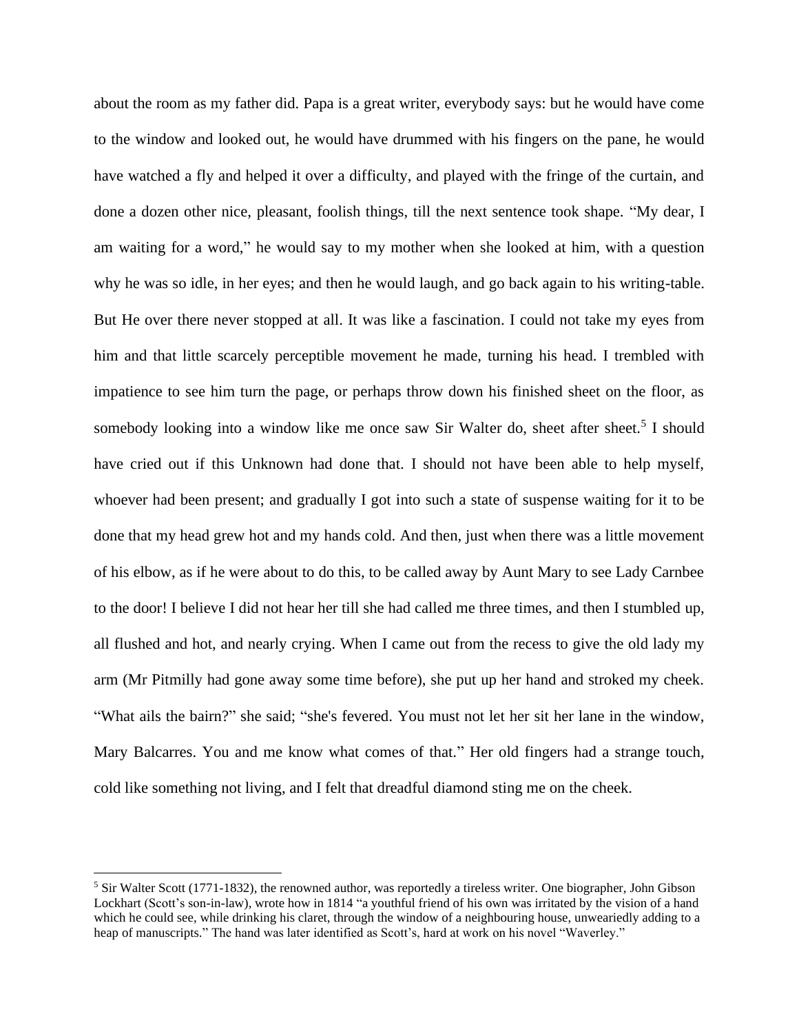about the room as my father did. Papa is a great writer, everybody says: but he would have come to the window and looked out, he would have drummed with his fingers on the pane, he would have watched a fly and helped it over a difficulty, and played with the fringe of the curtain, and done a dozen other nice, pleasant, foolish things, till the next sentence took shape. "My dear, I am waiting for a word," he would say to my mother when she looked at him, with a question why he was so idle, in her eyes; and then he would laugh, and go back again to his writing-table. But He over there never stopped at all. It was like a fascination. I could not take my eyes from him and that little scarcely perceptible movement he made, turning his head. I trembled with impatience to see him turn the page, or perhaps throw down his finished sheet on the floor, as somebody looking into a window like me once saw Sir Walter do, sheet after sheet.[5] I should have cried out if this Unknown had done that. I should not have been able to help myself, whoever had been present; and gradually I got into such a state of suspense waiting for it to be done that my head grew hot and my hands cold. And then, just when there was a little movement of his elbow, as if he were about to do this, to be called away by Aunt Mary to see Lady Carnbee to the door! I believe I did not hear her till she had called me three times, and then I stumbled up, all flushed and hot, and nearly crying. When I came out from the recess to give the old lady my arm (Mr Pitmilly had gone away some time before), she put up her hand and stroked my cheek. "What ails the bairn?" she said; "she's fevered. You must not let her sit her lane in the window, Mary Balcarres. You and me know what comes of that." Her old fingers had a strange touch, cold like something not living, and I felt that dreadful diamond sting me on the cheek.

---

[5] Sir Walter Scott (1771-1832), the renowned author, was reportedly a tireless writer. One biographer, John Gibson Lockhart (Scott's son-in-law), wrote how in 1814 "a youthful friend of his own was irritated by the vision of a hand which he could see, while drinking his claret, through the window of a neighbouring house, unweariedly adding to a heap of manuscripts." The hand was later identified as Scott's, hard at work on his novel "Waverley."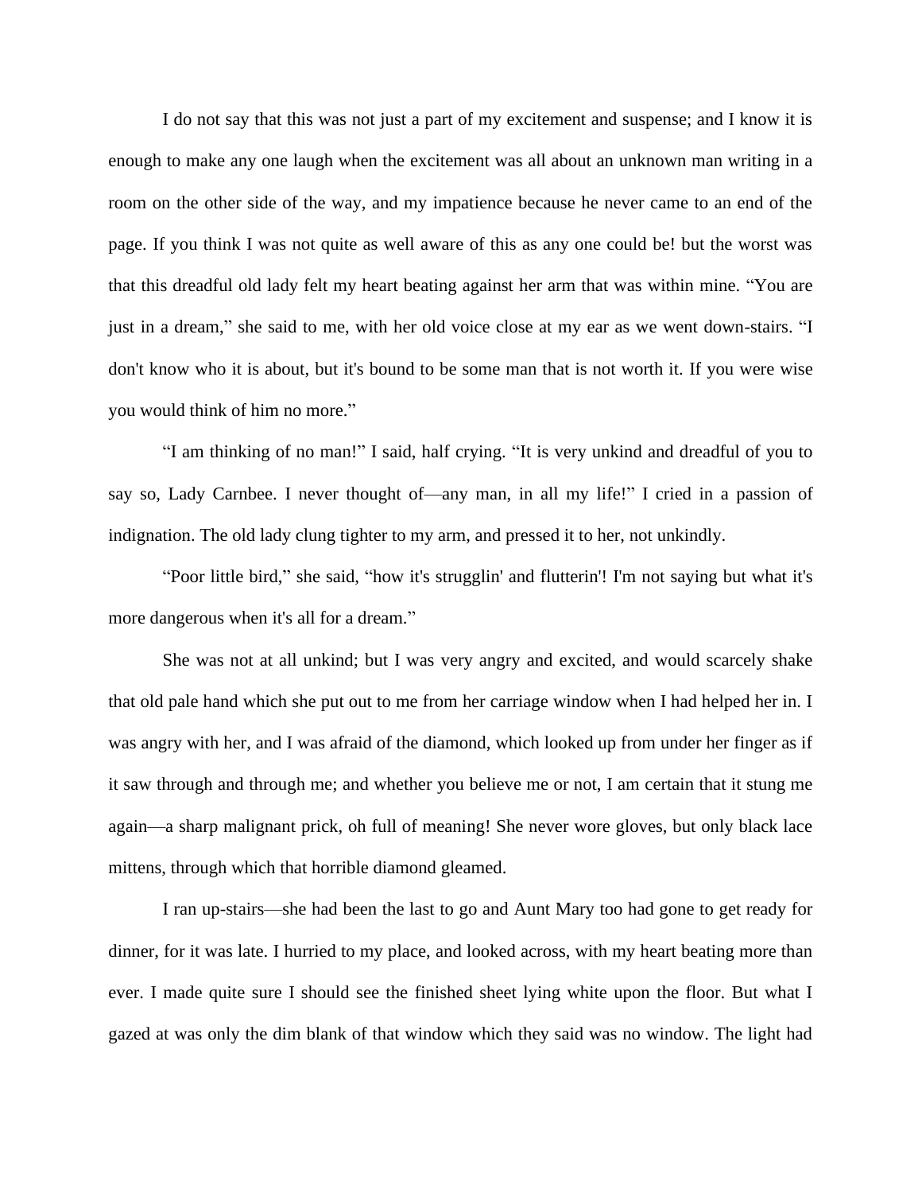I do not say that this was not just a part of my excitement and suspense; and I know it is enough to make any one laugh when the excitement was all about an unknown man writing in a room on the other side of the way, and my impatience because he never came to an end of the page. If you think I was not quite as well aware of this as any one could be! but the worst was that this dreadful old lady felt my heart beating against her arm that was within mine. “You are just in a dream,” she said to me, with her old voice close at my ear as we went down-stairs. “I don't know who it is about, but it's bound to be some man that is not worth it. If you were wise you would think of him no more.”

“I am thinking of no man!” I said, half crying. “It is very unkind and dreadful of you to say so, Lady Carnbee. I never thought of—any man, in all my life!” I cried in a passion of indignation. The old lady clung tighter to my arm, and pressed it to her, not unkindly.

“Poor little bird,” she said, “how it's strugglin' and flutterin'! I'm not saying but what it's more dangerous when it's all for a dream.”

She was not at all unkind; but I was very angry and excited, and would scarcely shake that old pale hand which she put out to me from her carriage window when I had helped her in. I was angry with her, and I was afraid of the diamond, which looked up from under her finger as if it saw through and through me; and whether you believe me or not, I am certain that it stung me again—a sharp malignant prick, oh full of meaning! She never wore gloves, but only black lace mittens, through which that horrible diamond gleamed.

I ran up-stairs—she had been the last to go and Aunt Mary too had gone to get ready for dinner, for it was late. I hurried to my place, and looked across, with my heart beating more than ever. I made quite sure I should see the finished sheet lying white upon the floor. But what I gazed at was only the dim blank of that window which they said was no window. The light had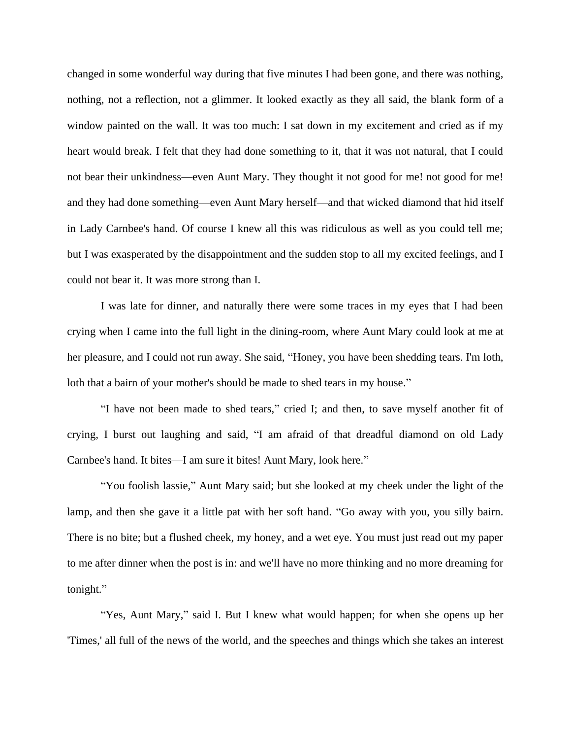changed in some wonderful way during that five minutes I had been gone, and there was nothing, nothing, not a reflection, not a glimmer. It looked exactly as they all said, the blank form of a window painted on the wall. It was too much: I sat down in my excitement and cried as if my heart would break. I felt that they had done something to it, that it was not natural, that I could not bear their unkindness—even Aunt Mary. They thought it not good for me! not good for me! and they had done something—even Aunt Mary herself—and that wicked diamond that hid itself in Lady Carnbee's hand. Of course I knew all this was ridiculous as well as you could tell me; but I was exasperated by the disappointment and the sudden stop to all my excited feelings, and I could not bear it. It was more strong than I.

I was late for dinner, and naturally there were some traces in my eyes that I had been crying when I came into the full light in the dining-room, where Aunt Mary could look at me at her pleasure, and I could not run away. She said, "Honey, you have been shedding tears. I'm loth, loth that a bairn of your mother's should be made to shed tears in my house."

"I have not been made to shed tears," cried I; and then, to save myself another fit of crying, I burst out laughing and said, "I am afraid of that dreadful diamond on old Lady Carnbee's hand. It bites—I am sure it bites! Aunt Mary, look here."

"You foolish lassie," Aunt Mary said; but she looked at my cheek under the light of the lamp, and then she gave it a little pat with her soft hand. "Go away with you, you silly bairn. There is no bite; but a flushed cheek, my honey, and a wet eye. You must just read out my paper to me after dinner when the post is in: and we'll have no more thinking and no more dreaming for tonight."

"Yes, Aunt Mary," said I. But I knew what would happen; for when she opens up her 'Times,' all full of the news of the world, and the speeches and things which she takes an interest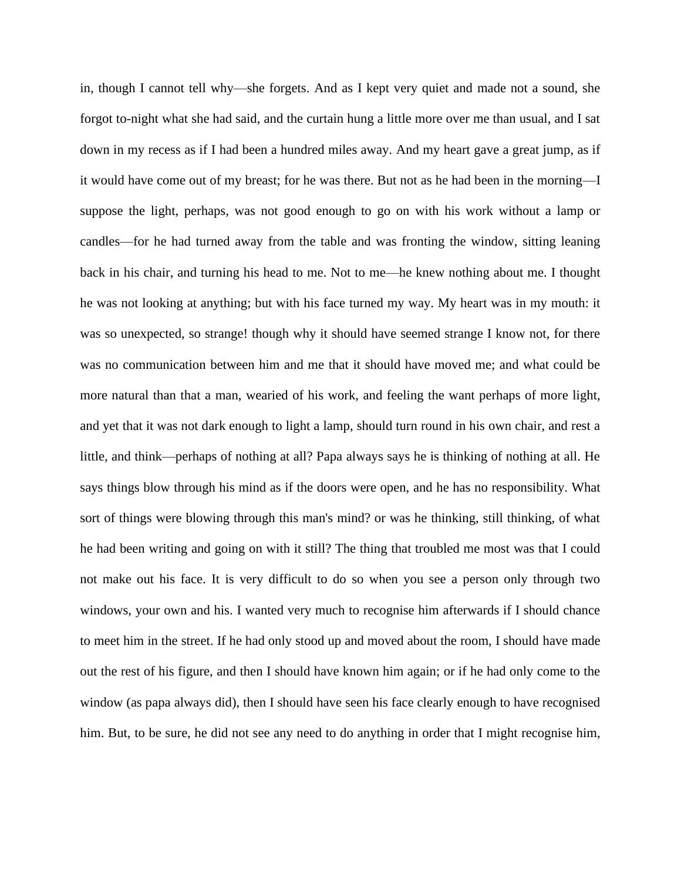in, though I cannot tell why—she forgets. And as I kept very quiet and made not a sound, she forgot to-night what she had said, and the curtain hung a little more over me than usual, and I sat down in my recess as if I had been a hundred miles away. And my heart gave a great jump, as if it would have come out of my breast; for he was there. But not as he had been in the morning—I suppose the light, perhaps, was not good enough to go on with his work without a lamp or candles—for he had turned away from the table and was fronting the window, sitting leaning back in his chair, and turning his head to me. Not to me—he knew nothing about me. I thought he was not looking at anything; but with his face turned my way. My heart was in my mouth: it was so unexpected, so strange! though why it should have seemed strange I know not, for there was no communication between him and me that it should have moved me; and what could be more natural than that a man, wearied of his work, and feeling the want perhaps of more light, and yet that it was not dark enough to light a lamp, should turn round in his own chair, and rest a little, and think—perhaps of nothing at all? Papa always says he is thinking of nothing at all. He says things blow through his mind as if the doors were open, and he has no responsibility. What sort of things were blowing through this man's mind? or was he thinking, still thinking, of what he had been writing and going on with it still? The thing that troubled me most was that I could not make out his face. It is very difficult to do so when you see a person only through two windows, your own and his. I wanted very much to recognise him afterwards if I should chance to meet him in the street. If he had only stood up and moved about the room, I should have made out the rest of his figure, and then I should have known him again; or if he had only come to the window (as papa always did), then I should have seen his face clearly enough to have recognised him. But, to be sure, he did not see any need to do anything in order that I might recognise him,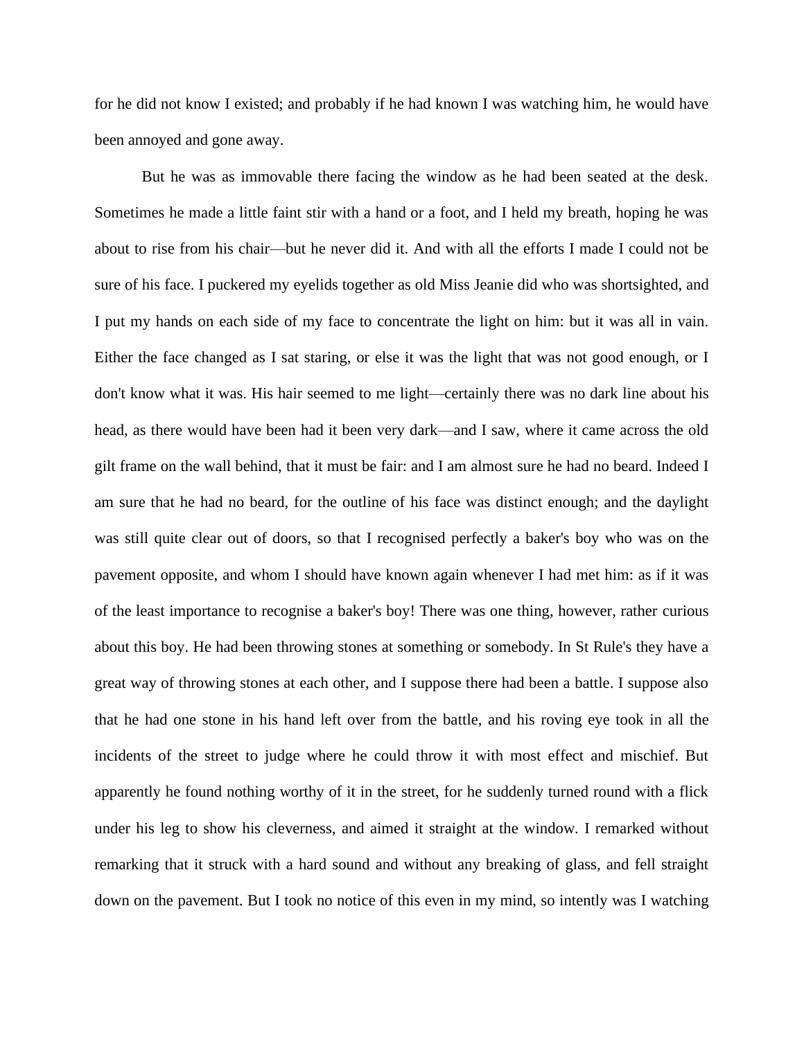for he did not know I existed; and probably if he had known I was watching him, he would have been annoyed and gone away.

But he was as immovable there facing the window as he had been seated at the desk. Sometimes he made a little faint stir with a hand or a foot, and I held my breath, hoping he was about to rise from his chair—but he never did it. And with all the efforts I made I could not be sure of his face. I puckered my eyelids together as old Miss Jeanie did who was shortsighted, and I put my hands on each side of my face to concentrate the light on him: but it was all in vain. Either the face changed as I sat staring, or else it was the light that was not good enough, or I don't know what it was. His hair seemed to me light—certainly there was no dark line about his head, as there would have been had it been very dark—and I saw, where it came across the old gilt frame on the wall behind, that it must be fair: and I am almost sure he had no beard. Indeed I am sure that he had no beard, for the outline of his face was distinct enough; and the daylight was still quite clear out of doors, so that I recognised perfectly a baker's boy who was on the pavement opposite, and whom I should have known again whenever I had met him: as if it was of the least importance to recognise a baker's boy! There was one thing, however, rather curious about this boy. He had been throwing stones at something or somebody. In St Rule's they have a great way of throwing stones at each other, and I suppose there had been a battle. I suppose also that he had one stone in his hand left over from the battle, and his roving eye took in all the incidents of the street to judge where he could throw it with most effect and mischief. But apparently he found nothing worthy of it in the street, for he suddenly turned round with a flick under his leg to show his cleverness, and aimed it straight at the window. I remarked without remarking that it struck with a hard sound and without any breaking of glass, and fell straight down on the pavement. But I took no notice of this even in my mind, so intently was I watching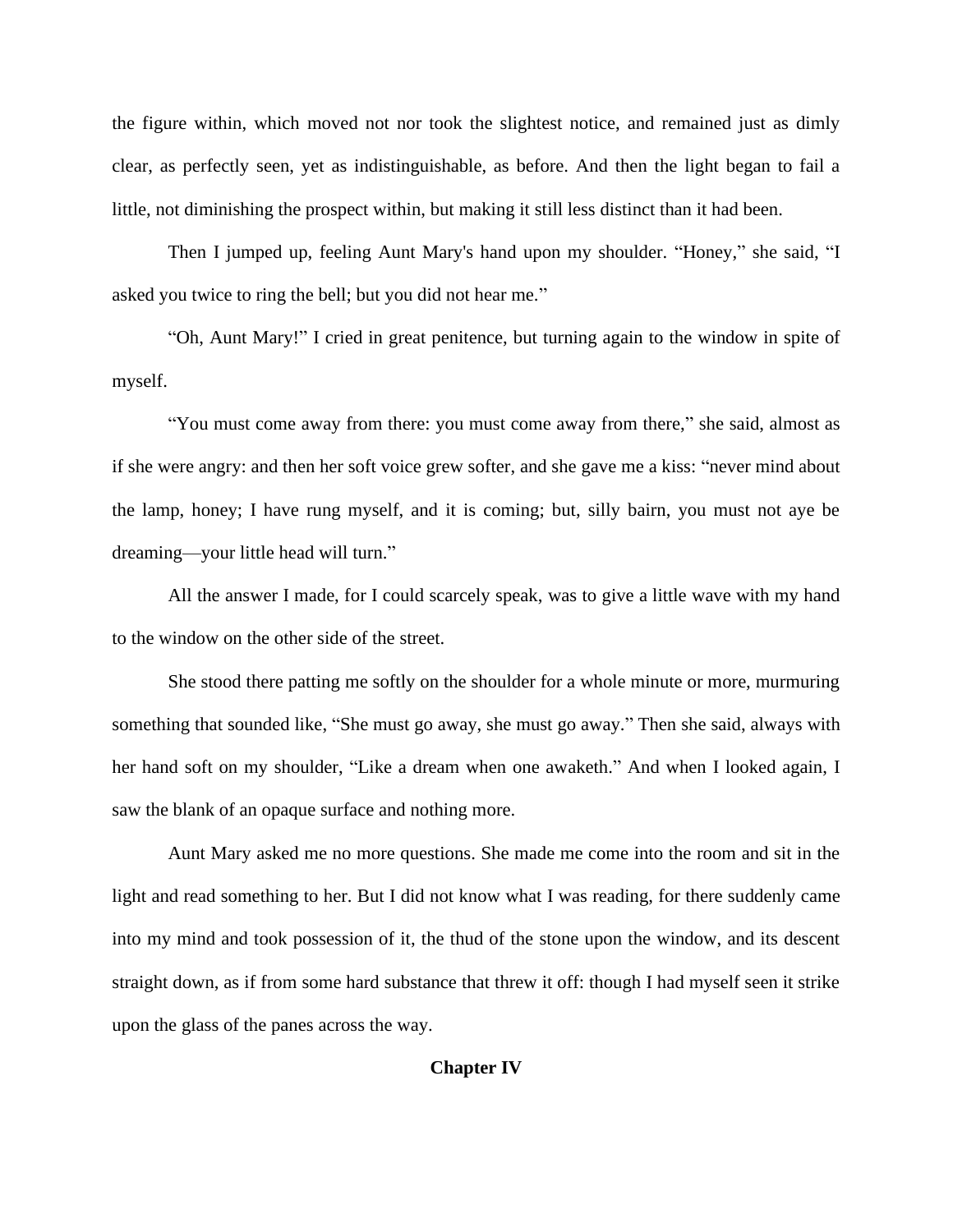the figure within, which moved not nor took the slightest notice, and remained just as dimly clear, as perfectly seen, yet as indistinguishable, as before. And then the light began to fail a little, not diminishing the prospect within, but making it still less distinct than it had been.

Then I jumped up, feeling Aunt Mary's hand upon my shoulder. “Honey,” she said, “I asked you twice to ring the bell; but you did not hear me.”

“Oh, Aunt Mary!” I cried in great penitence, but turning again to the window in spite of myself.

“You must come away from there: you must come away from there,” she said, almost as if she were angry: and then her soft voice grew softer, and she gave me a kiss: “never mind about the lamp, honey; I have rung myself, and it is coming; but, silly bairn, you must not aye be dreaming—your little head will turn.”

All the answer I made, for I could scarcely speak, was to give a little wave with my hand to the window on the other side of the street.

She stood there patting me softly on the shoulder for a whole minute or more, murmuring something that sounded like, “She must go away, she must go away.” Then she said, always with her hand soft on my shoulder, “Like a dream when one awaketh.” And when I looked again, I saw the blank of an opaque surface and nothing more.

Aunt Mary asked me no more questions. She made me come into the room and sit in the light and read something to her. But I did not know what I was reading, for there suddenly came into my mind and took possession of it, the thud of the stone upon the window, and its descent straight down, as if from some hard substance that threw it off: though I had myself seen it strike upon the glass of the panes across the way.

## Chapter IV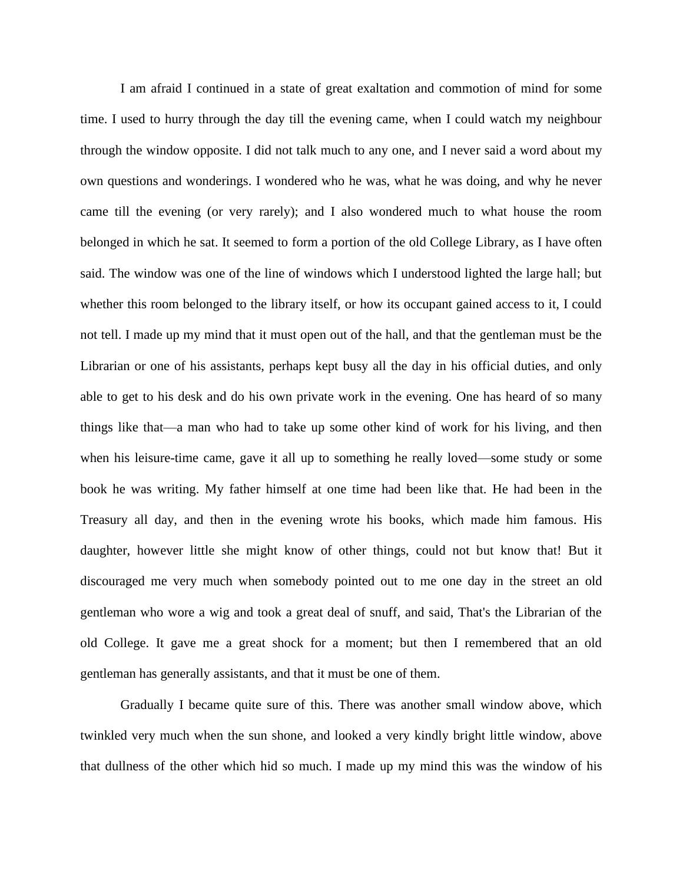I am afraid I continued in a state of great exaltation and commotion of mind for some time. I used to hurry through the day till the evening came, when I could watch my neighbour through the window opposite. I did not talk much to any one, and I never said a word about my own questions and wonderings. I wondered who he was, what he was doing, and why he never came till the evening (or very rarely); and I also wondered much to what house the room belonged in which he sat. It seemed to form a portion of the old College Library, as I have often said. The window was one of the line of windows which I understood lighted the large hall; but whether this room belonged to the library itself, or how its occupant gained access to it, I could not tell. I made up my mind that it must open out of the hall, and that the gentleman must be the Librarian or one of his assistants, perhaps kept busy all the day in his official duties, and only able to get to his desk and do his own private work in the evening. One has heard of so many things like that—a man who had to take up some other kind of work for his living, and then when his leisure-time came, gave it all up to something he really loved—some study or some book he was writing. My father himself at one time had been like that. He had been in the Treasury all day, and then in the evening wrote his books, which made him famous. His daughter, however little she might know of other things, could not but know that! But it discouraged me very much when somebody pointed out to me one day in the street an old gentleman who wore a wig and took a great deal of snuff, and said, That's the Librarian of the old College. It gave me a great shock for a moment; but then I remembered that an old gentleman has generally assistants, and that it must be one of them.

Gradually I became quite sure of this. There was another small window above, which twinkled very much when the sun shone, and looked a very kindly bright little window, above that dullness of the other which hid so much. I made up my mind this was the window of his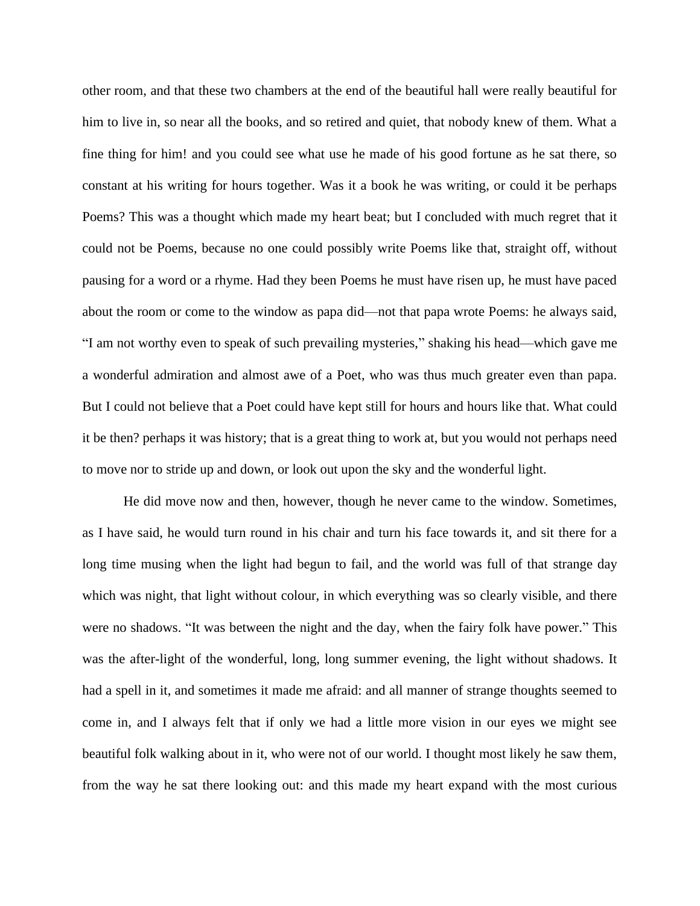other room, and that these two chambers at the end of the beautiful hall were really beautiful for him to live in, so near all the books, and so retired and quiet, that nobody knew of them. What a fine thing for him! and you could see what use he made of his good fortune as he sat there, so constant at his writing for hours together. Was it a book he was writing, or could it be perhaps Poems? This was a thought which made my heart beat; but I concluded with much regret that it could not be Poems, because no one could possibly write Poems like that, straight off, without pausing for a word or a rhyme. Had they been Poems he must have risen up, he must have paced about the room or come to the window as papa did—not that papa wrote Poems: he always said, "I am not worthy even to speak of such prevailing mysteries," shaking his head—which gave me a wonderful admiration and almost awe of a Poet, who was thus much greater even than papa. But I could not believe that a Poet could have kept still for hours and hours like that. What could it be then? perhaps it was history; that is a great thing to work at, but you would not perhaps need to move nor to stride up and down, or look out upon the sky and the wonderful light.

He did move now and then, however, though he never came to the window. Sometimes, as I have said, he would turn round in his chair and turn his face towards it, and sit there for a long time musing when the light had begun to fail, and the world was full of that strange day which was night, that light without colour, in which everything was so clearly visible, and there were no shadows. "It was between the night and the day, when the fairy folk have power." This was the after-light of the wonderful, long, long summer evening, the light without shadows. It had a spell in it, and sometimes it made me afraid: and all manner of strange thoughts seemed to come in, and I always felt that if only we had a little more vision in our eyes we might see beautiful folk walking about in it, who were not of our world. I thought most likely he saw them, from the way he sat there looking out: and this made my heart expand with the most curious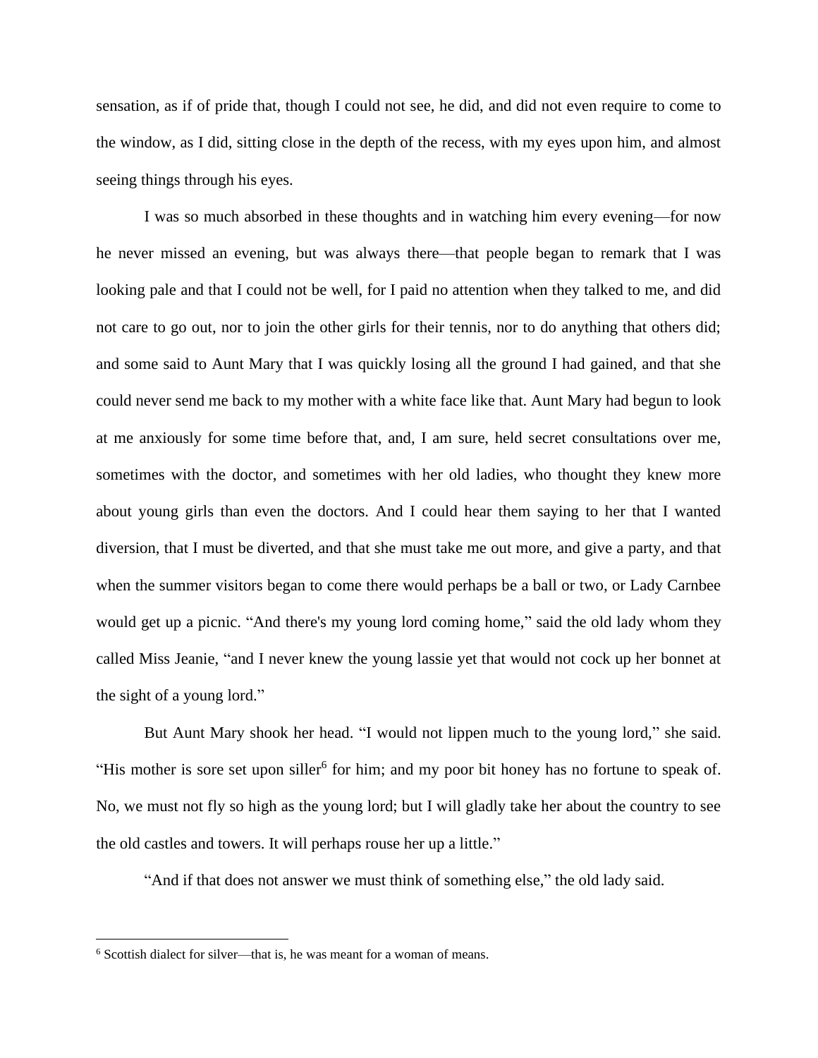sensation, as if of pride that, though I could not see, he did, and did not even require to come to the window, as I did, sitting close in the depth of the recess, with my eyes upon him, and almost seeing things through his eyes.

I was so much absorbed in these thoughts and in watching him every evening—for now he never missed an evening, but was always there—that people began to remark that I was looking pale and that I could not be well, for I paid no attention when they talked to me, and did not care to go out, nor to join the other girls for their tennis, nor to do anything that others did; and some said to Aunt Mary that I was quickly losing all the ground I had gained, and that she could never send me back to my mother with a white face like that. Aunt Mary had begun to look at me anxiously for some time before that, and, I am sure, held secret consultations over me, sometimes with the doctor, and sometimes with her old ladies, who thought they knew more about young girls than even the doctors. And I could hear them saying to her that I wanted diversion, that I must be diverted, and that she must take me out more, and give a party, and that when the summer visitors began to come there would perhaps be a ball or two, or Lady Carnbee would get up a picnic. "And there's my young lord coming home," said the old lady whom they called Miss Jeanie, "and I never knew the young lassie yet that would not cock up her bonnet at the sight of a young lord."

But Aunt Mary shook her head. "I would not lippen much to the young lord," she said. "His mother is sore set upon siller[6] for him; and my poor bit honey has no fortune to speak of. No, we must not fly so high as the young lord; but I will gladly take her about the country to see the old castles and towers. It will perhaps rouse her up a little."

"And if that does not answer we must think of something else," the old lady said.

[6] Scottish dialect for silver—that is, he was meant for a woman of means.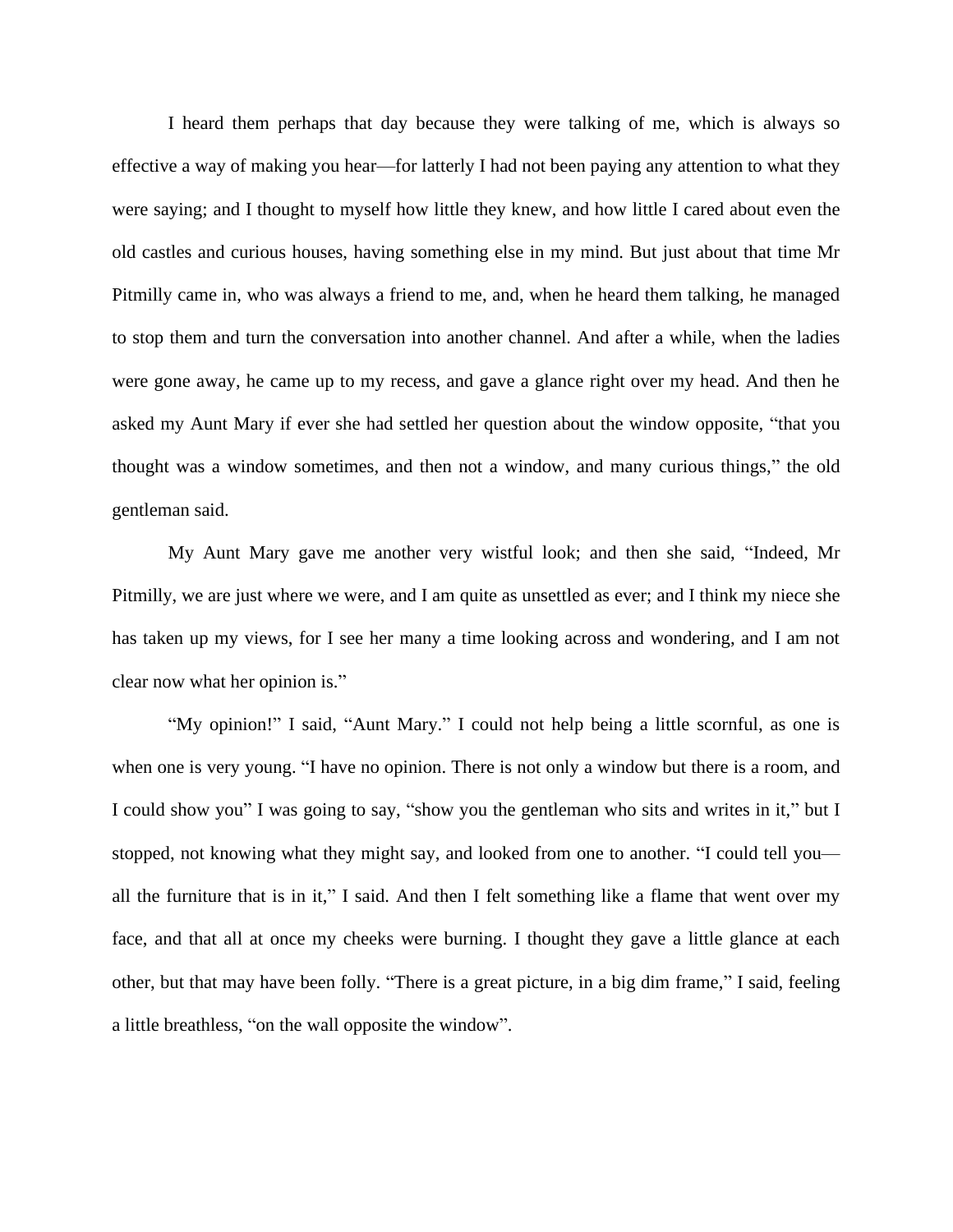I heard them perhaps that day because they were talking of me, which is always so effective a way of making you hear—for latterly I had not been paying any attention to what they were saying; and I thought to myself how little they knew, and how little I cared about even the old castles and curious houses, having something else in my mind. But just about that time Mr Pitmilly came in, who was always a friend to me, and, when he heard them talking, he managed to stop them and turn the conversation into another channel. And after a while, when the ladies were gone away, he came up to my recess, and gave a glance right over my head. And then he asked my Aunt Mary if ever she had settled her question about the window opposite, "that you thought was a window sometimes, and then not a window, and many curious things," the old gentleman said.

My Aunt Mary gave me another very wistful look; and then she said, "Indeed, Mr Pitmilly, we are just where we were, and I am quite as unsettled as ever; and I think my niece she has taken up my views, for I see her many a time looking across and wondering, and I am not clear now what her opinion is."

"My opinion!" I said, "Aunt Mary." I could not help being a little scornful, as one is when one is very young. "I have no opinion. There is not only a window but there is a room, and I could show you" I was going to say, "show you the gentleman who sits and writes in it," but I stopped, not knowing what they might say, and looked from one to another. "I could tell you—all the furniture that is in it," I said. And then I felt something like a flame that went over my face, and that all at once my cheeks were burning. I thought they gave a little glance at each other, but that may have been folly. "There is a great picture, in a big dim frame," I said, feeling a little breathless, "on the wall opposite the window".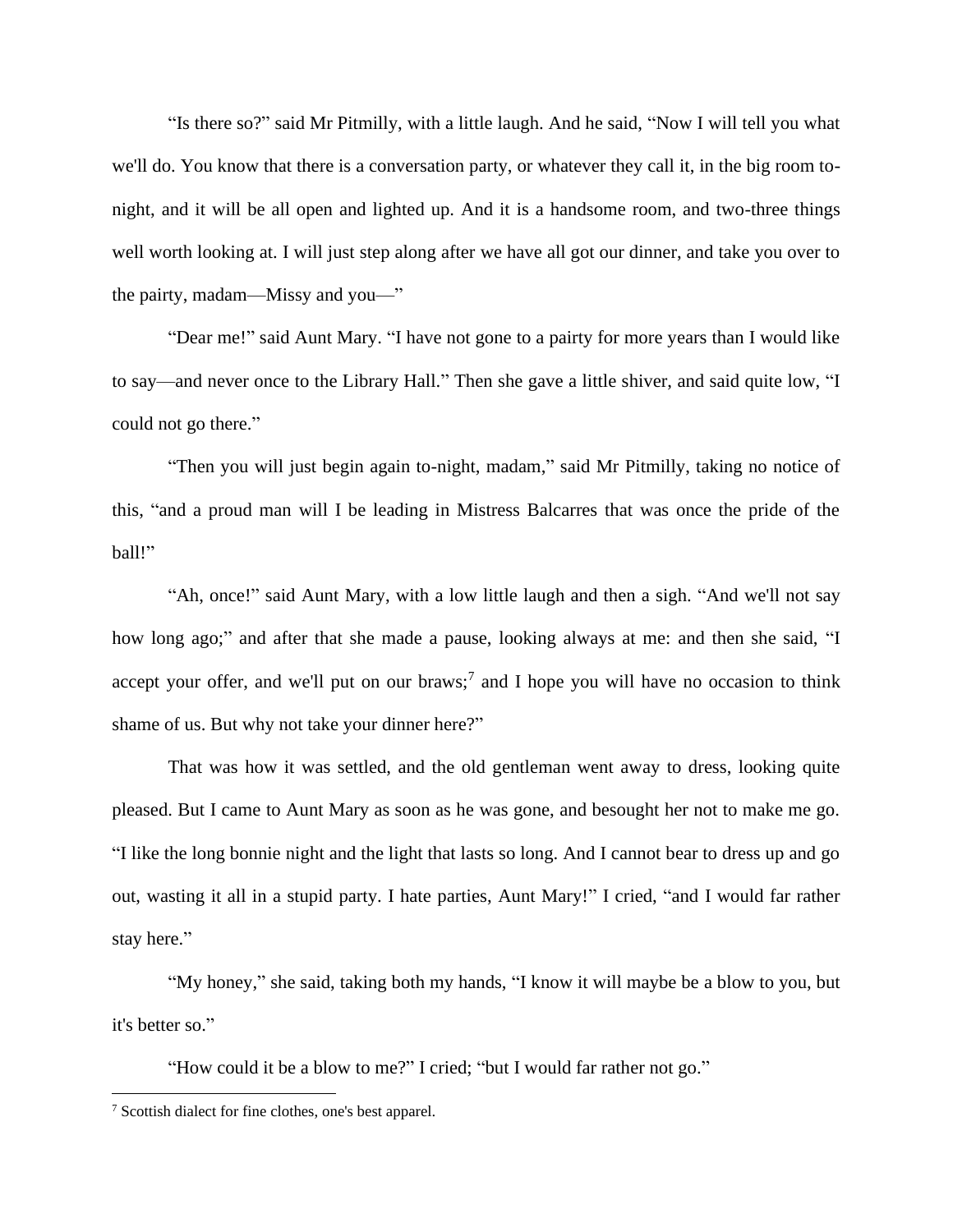"Is there so?" said Mr Pitmilly, with a little laugh. And he said, "Now I will tell you what we'll do. You know that there is a conversation party, or whatever they call it, in the big room to-night, and it will be all open and lighted up. And it is a handsome room, and two-three things well worth looking at. I will just step along after we have all got our dinner, and take you over to the pairty, madam—Missy and you—"

"Dear me!" said Aunt Mary. "I have not gone to a pairty for more years than I would like to say—and never once to the Library Hall." Then she gave a little shiver, and said quite low, "I could not go there."

"Then you will just begin again to-night, madam," said Mr Pitmilly, taking no notice of this, "and a proud man will I be leading in Mistress Balcarres that was once the pride of the ball!"

"Ah, once!" said Aunt Mary, with a low little laugh and then a sigh. "And we'll not say how long ago;" and after that she made a pause, looking always at me: and then she said, "I accept your offer, and we'll put on our braws;[7] and I hope you will have no occasion to think shame of us. But why not take your dinner here?"

That was how it was settled, and the old gentleman went away to dress, looking quite pleased. But I came to Aunt Mary as soon as he was gone, and besought her not to make me go. "I like the long bonnie night and the light that lasts so long. And I cannot bear to dress up and go out, wasting it all in a stupid party. I hate parties, Aunt Mary!" I cried, "and I would far rather stay here."

"My honey," she said, taking both my hands, "I know it will maybe be a blow to you, but it's better so."

"How could it be a blow to me?" I cried; "but I would far rather not go."

[7] Scottish dialect for fine clothes, one's best apparel.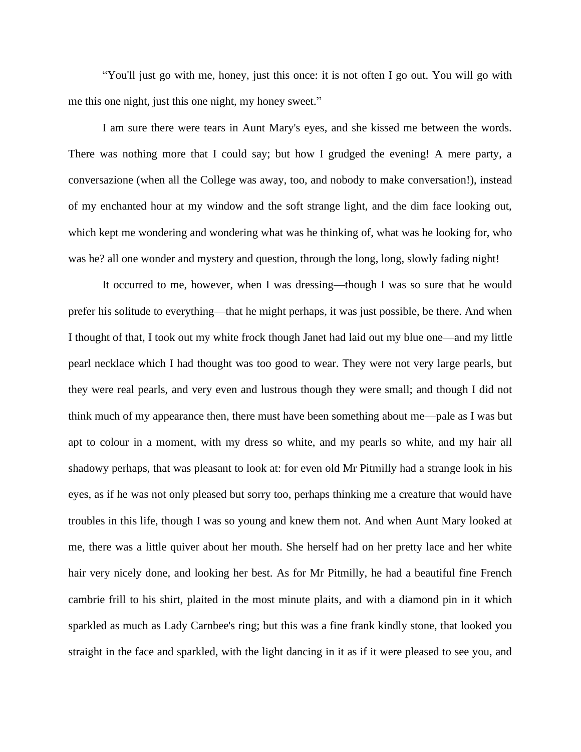“You'll just go with me, honey, just this once: it is not often I go out. You will go with me this one night, just this one night, my honey sweet.”

I am sure there were tears in Aunt Mary's eyes, and she kissed me between the words. There was nothing more that I could say; but how I grudged the evening! A mere party, a conversazione (when all the College was away, too, and nobody to make conversation!), instead of my enchanted hour at my window and the soft strange light, and the dim face looking out, which kept me wondering and wondering what was he thinking of, what was he looking for, who was he? all one wonder and mystery and question, through the long, long, slowly fading night!

It occurred to me, however, when I was dressing—though I was so sure that he would prefer his solitude to everything—that he might perhaps, it was just possible, be there. And when I thought of that, I took out my white frock though Janet had laid out my blue one—and my little pearl necklace which I had thought was too good to wear. They were not very large pearls, but they were real pearls, and very even and lustrous though they were small; and though I did not think much of my appearance then, there must have been something about me—pale as I was but apt to colour in a moment, with my dress so white, and my pearls so white, and my hair all shadowy perhaps, that was pleasant to look at: for even old Mr Pitmilly had a strange look in his eyes, as if he was not only pleased but sorry too, perhaps thinking me a creature that would have troubles in this life, though I was so young and knew them not. And when Aunt Mary looked at me, there was a little quiver about her mouth. She herself had on her pretty lace and her white hair very nicely done, and looking her best. As for Mr Pitmilly, he had a beautiful fine French cambric frill to his shirt, plaited in the most minute plaits, and with a diamond pin in it which sparkled as much as Lady Carnbee's ring; but this was a fine frank kindly stone, that looked you straight in the face and sparkled, with the light dancing in it as if it were pleased to see you, and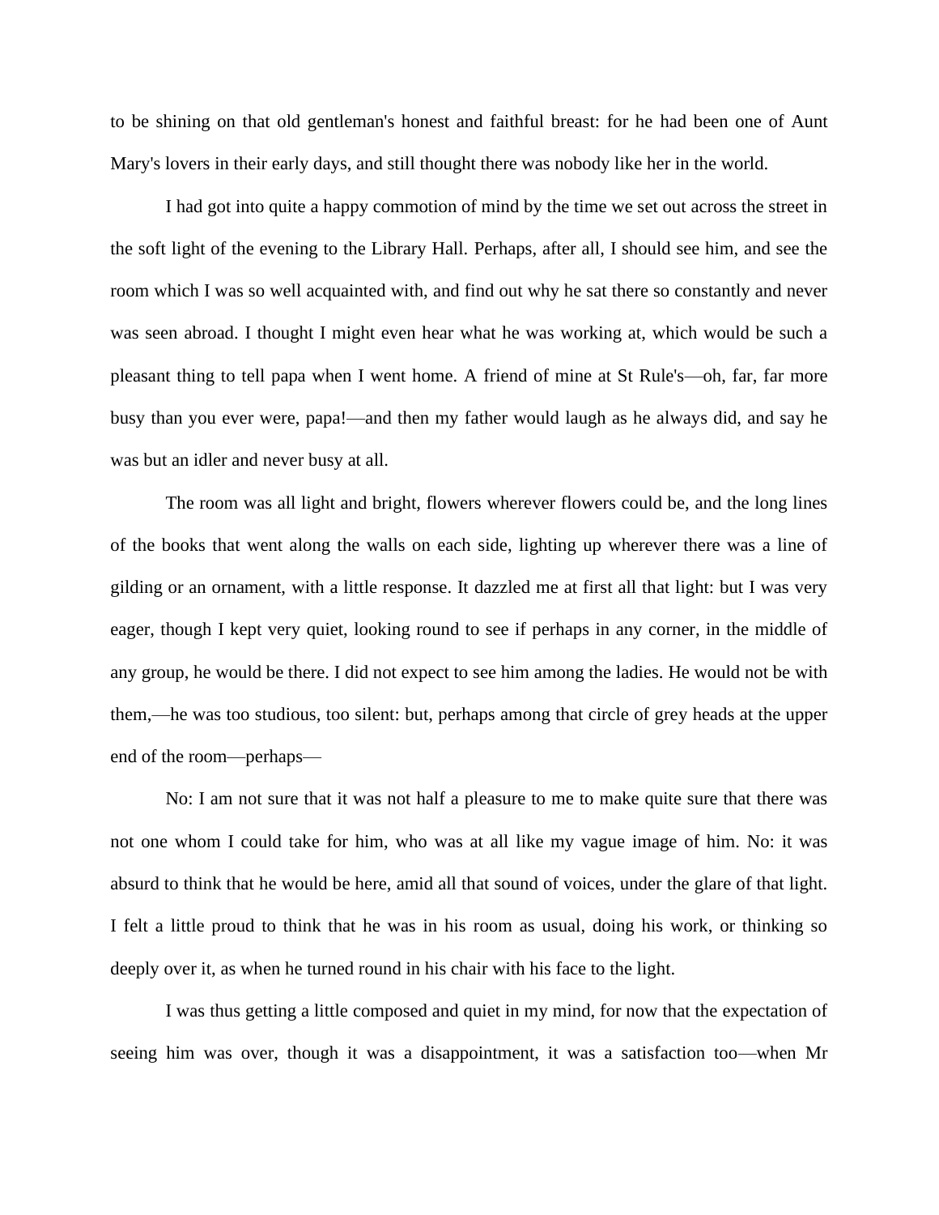to be shining on that old gentleman's honest and faithful breast: for he had been one of Aunt Mary's lovers in their early days, and still thought there was nobody like her in the world.

I had got into quite a happy commotion of mind by the time we set out across the street in the soft light of the evening to the Library Hall. Perhaps, after all, I should see him, and see the room which I was so well acquainted with, and find out why he sat there so constantly and never was seen abroad. I thought I might even hear what he was working at, which would be such a pleasant thing to tell papa when I went home. A friend of mine at St Rule's—oh, far, far more busy than you ever were, papa!—and then my father would laugh as he always did, and say he was but an idler and never busy at all.

The room was all light and bright, flowers wherever flowers could be, and the long lines of the books that went along the walls on each side, lighting up wherever there was a line of gilding or an ornament, with a little response. It dazzled me at first all that light: but I was very eager, though I kept very quiet, looking round to see if perhaps in any corner, in the middle of any group, he would be there. I did not expect to see him among the ladies. He would not be with them,—he was too studious, too silent: but, perhaps among that circle of grey heads at the upper end of the room—perhaps—

No: I am not sure that it was not half a pleasure to me to make quite sure that there was not one whom I could take for him, who was at all like my vague image of him. No: it was absurd to think that he would be here, amid all that sound of voices, under the glare of that light. I felt a little proud to think that he was in his room as usual, doing his work, or thinking so deeply over it, as when he turned round in his chair with his face to the light.

I was thus getting a little composed and quiet in my mind, for now that the expectation of seeing him was over, though it was a disappointment, it was a satisfaction too—when Mr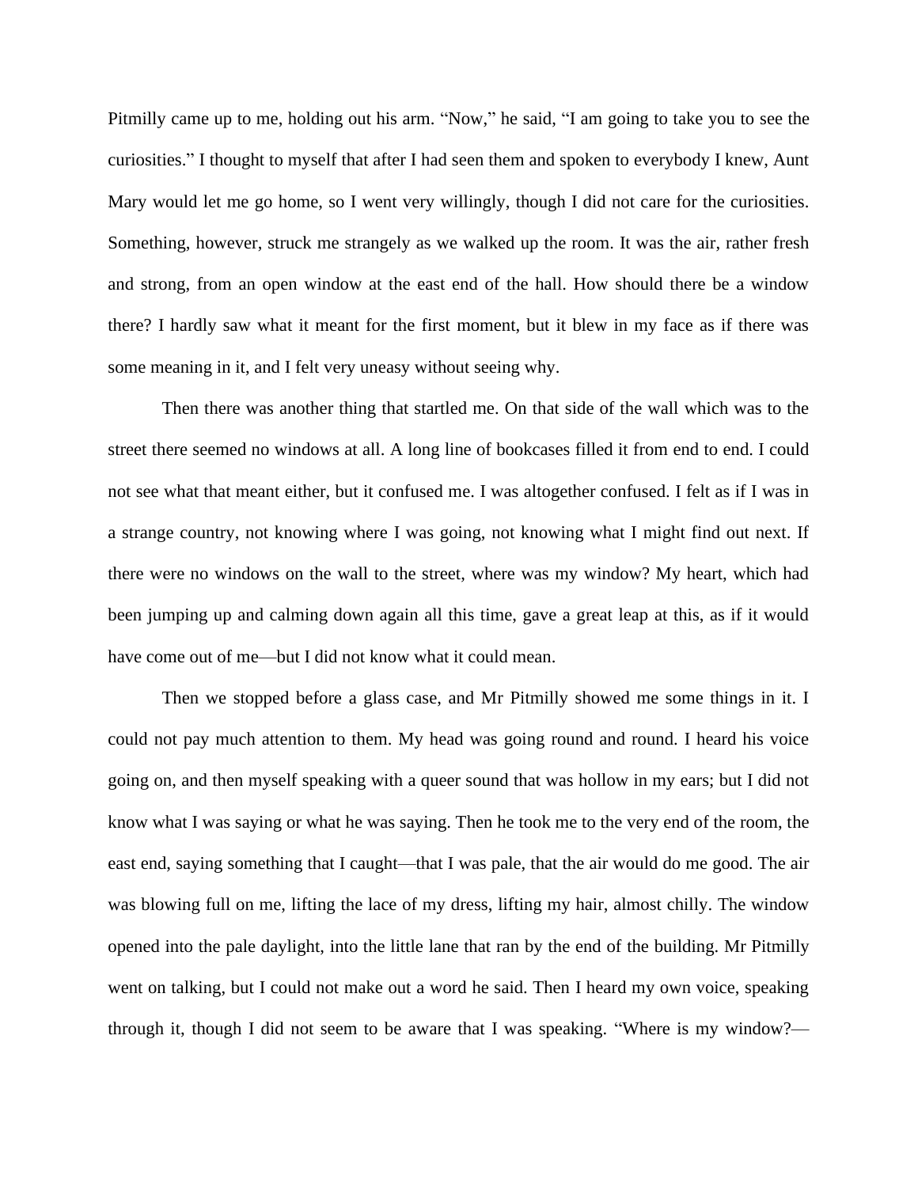Pitmilly came up to me, holding out his arm. “Now,” he said, “I am going to take you to see the curiosities.” I thought to myself that after I had seen them and spoken to everybody I knew, Aunt Mary would let me go home, so I went very willingly, though I did not care for the curiosities. Something, however, struck me strangely as we walked up the room. It was the air, rather fresh and strong, from an open window at the east end of the hall. How should there be a window there? I hardly saw what it meant for the first moment, but it blew in my face as if there was some meaning in it, and I felt very uneasy without seeing why.

Then there was another thing that startled me. On that side of the wall which was to the street there seemed no windows at all. A long line of bookcases filled it from end to end. I could not see what that meant either, but it confused me. I was altogether confused. I felt as if I was in a strange country, not knowing where I was going, not knowing what I might find out next. If there were no windows on the wall to the street, where was my window? My heart, which had been jumping up and calming down again all this time, gave a great leap at this, as if it would have come out of me—but I did not know what it could mean.

Then we stopped before a glass case, and Mr Pitmilly showed me some things in it. I could not pay much attention to them. My head was going round and round. I heard his voice going on, and then myself speaking with a queer sound that was hollow in my ears; but I did not know what I was saying or what he was saying. Then he took me to the very end of the room, the east end, saying something that I caught—that I was pale, that the air would do me good. The air was blowing full on me, lifting the lace of my dress, lifting my hair, almost chilly. The window opened into the pale daylight, into the little lane that ran by the end of the building. Mr Pitmilly went on talking, but I could not make out a word he said. Then I heard my own voice, speaking through it, though I did not seem to be aware that I was speaking. “Where is my window?—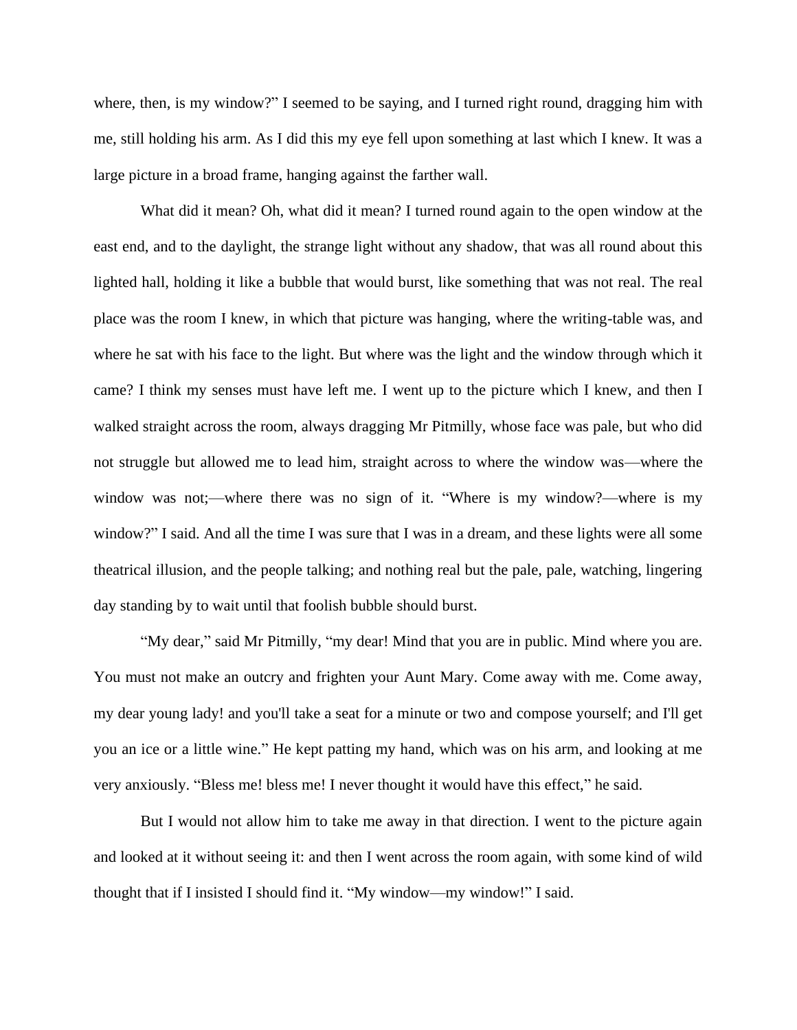where, then, is my window?" I seemed to be saying, and I turned right round, dragging him with me, still holding his arm. As I did this my eye fell upon something at last which I knew. It was a large picture in a broad frame, hanging against the farther wall.

What did it mean? Oh, what did it mean? I turned round again to the open window at the east end, and to the daylight, the strange light without any shadow, that was all round about this lighted hall, holding it like a bubble that would burst, like something that was not real. The real place was the room I knew, in which that picture was hanging, where the writing-table was, and where he sat with his face to the light. But where was the light and the window through which it came? I think my senses must have left me. I went up to the picture which I knew, and then I walked straight across the room, always dragging Mr Pitmilly, whose face was pale, but who did not struggle but allowed me to lead him, straight across to where the window was—where the window was not;—where there was no sign of it. "Where is my window?—where is my window?" I said. And all the time I was sure that I was in a dream, and these lights were all some theatrical illusion, and the people talking; and nothing real but the pale, pale, watching, lingering day standing by to wait until that foolish bubble should burst.

"My dear," said Mr Pitmilly, "my dear! Mind that you are in public. Mind where you are. You must not make an outcry and frighten your Aunt Mary. Come away with me. Come away, my dear young lady! and you'll take a seat for a minute or two and compose yourself; and I'll get you an ice or a little wine." He kept patting my hand, which was on his arm, and looking at me very anxiously. "Bless me! bless me! I never thought it would have this effect," he said.

But I would not allow him to take me away in that direction. I went to the picture again and looked at it without seeing it: and then I went across the room again, with some kind of wild thought that if I insisted I should find it. "My window—my window!" I said.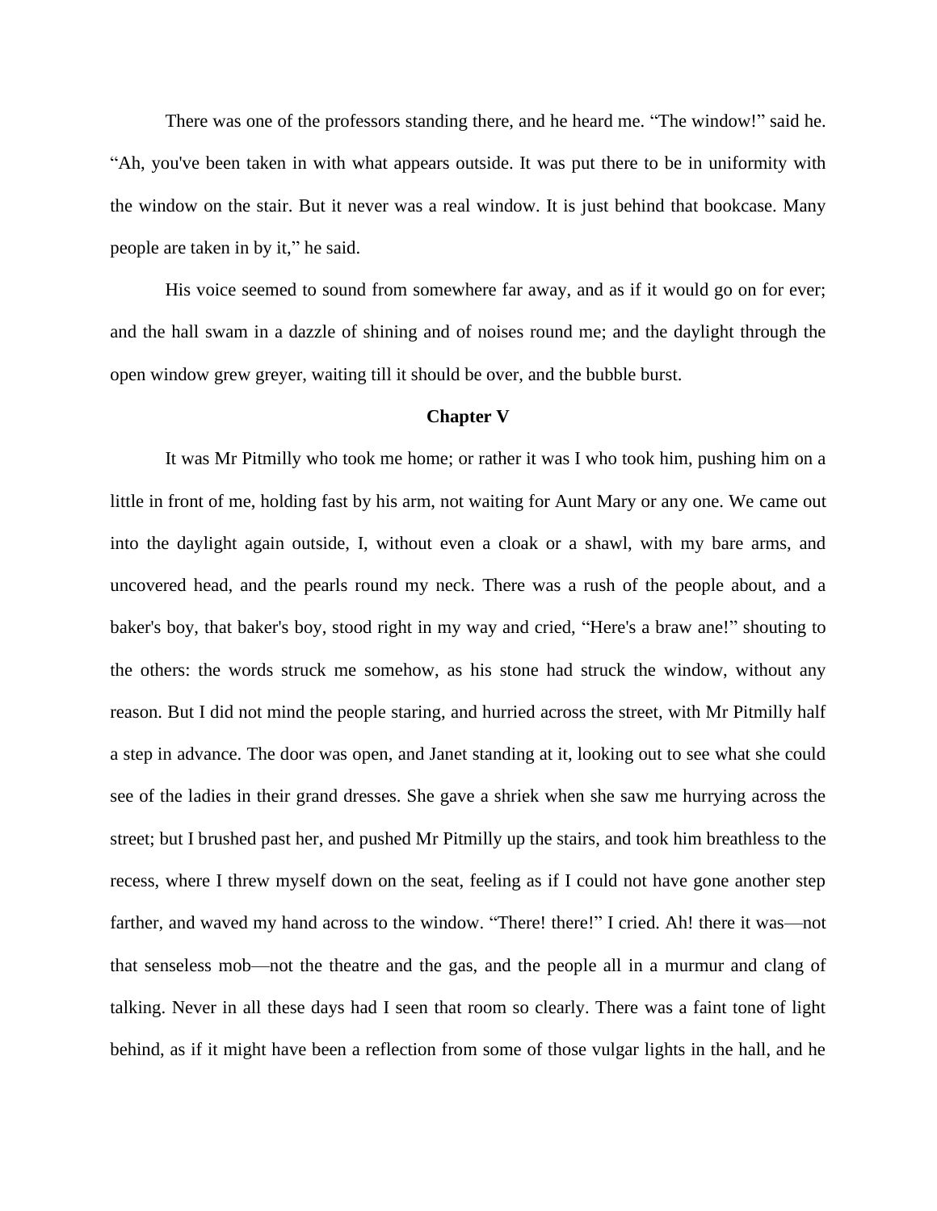There was one of the professors standing there, and he heard me. “The window!” said he. “Ah, you've been taken in with what appears outside. It was put there to be in uniformity with the window on the stair. But it never was a real window. It is just behind that bookcase. Many people are taken in by it,” he said.

His voice seemed to sound from somewhere far away, and as if it would go on for ever; and the hall swam in a dazzle of shining and of noises round me; and the daylight through the open window grew greyer, waiting till it should be over, and the bubble burst.

## Chapter V

It was Mr Pitmilly who took me home; or rather it was I who took him, pushing him on a little in front of me, holding fast by his arm, not waiting for Aunt Mary or any one. We came out into the daylight again outside, I, without even a cloak or a shawl, with my bare arms, and uncovered head, and the pearls round my neck. There was a rush of the people about, and a baker's boy, that baker's boy, stood right in my way and cried, “Here's a braw ane!” shouting to the others: the words struck me somehow, as his stone had struck the window, without any reason. But I did not mind the people staring, and hurried across the street, with Mr Pitmilly half a step in advance. The door was open, and Janet standing at it, looking out to see what she could see of the ladies in their grand dresses. She gave a shriek when she saw me hurrying across the street; but I brushed past her, and pushed Mr Pitmilly up the stairs, and took him breathless to the recess, where I threw myself down on the seat, feeling as if I could not have gone another step farther, and waved my hand across to the window. “There! there!” I cried. Ah! there it was—not that senseless mob—not the theatre and the gas, and the people all in a murmur and clang of talking. Never in all these days had I seen that room so clearly. There was a faint tone of light behind, as if it might have been a reflection from some of those vulgar lights in the hall, and he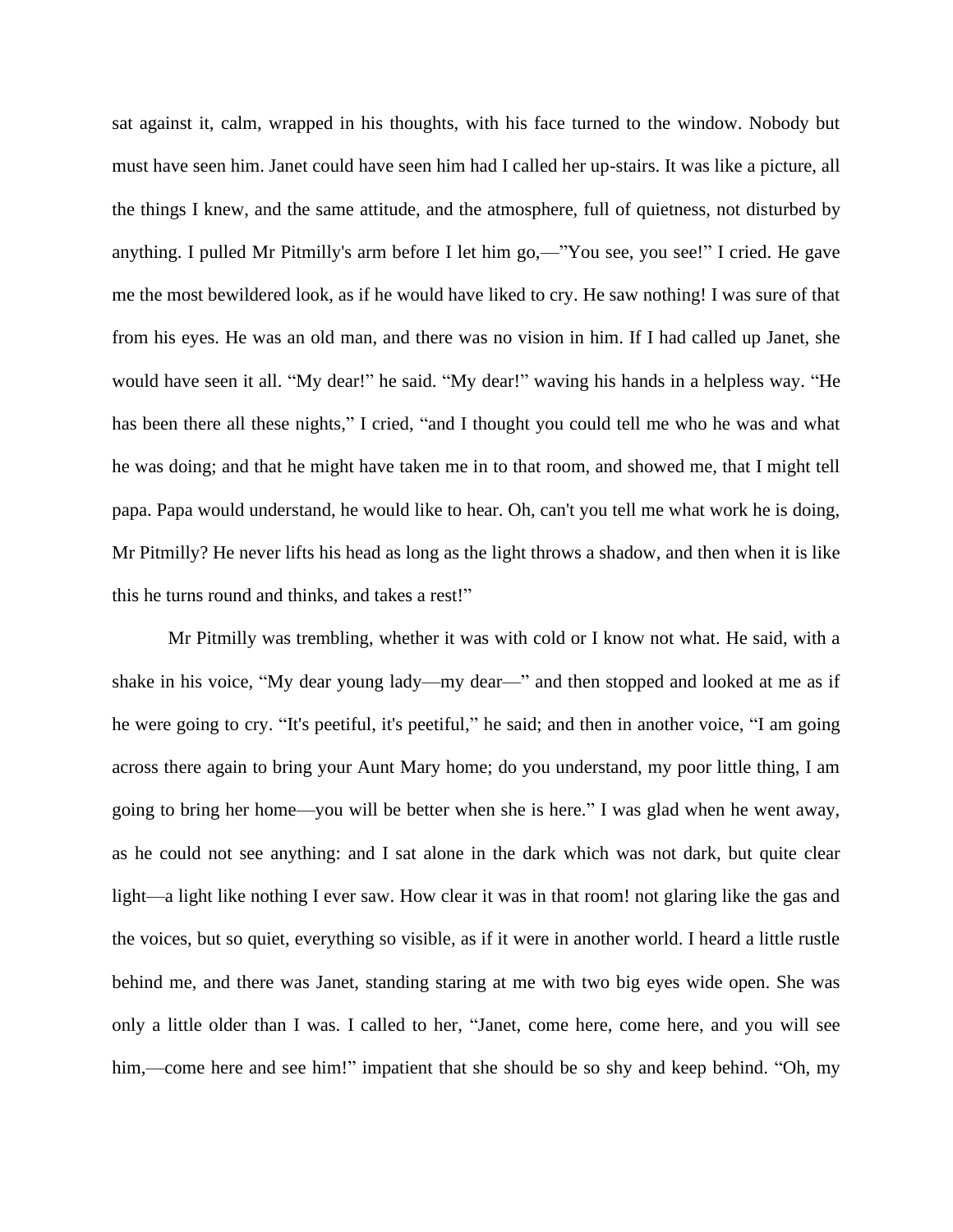sat against it, calm, wrapped in his thoughts, with his face turned to the window. Nobody but must have seen him. Janet could have seen him had I called her up-stairs. It was like a picture, all the things I knew, and the same attitude, and the atmosphere, full of quietness, not disturbed by anything. I pulled Mr Pitmilly's arm before I let him go,—"You see, you see!" I cried. He gave me the most bewildered look, as if he would have liked to cry. He saw nothing! I was sure of that from his eyes. He was an old man, and there was no vision in him. If I had called up Janet, she would have seen it all. "My dear!" he said. "My dear!" waving his hands in a helpless way. "He has been there all these nights," I cried, "and I thought you could tell me who he was and what he was doing; and that he might have taken me in to that room, and showed me, that I might tell papa. Papa would understand, he would like to hear. Oh, can't you tell me what work he is doing, Mr Pitmilly? He never lifts his head as long as the light throws a shadow, and then when it is like this he turns round and thinks, and takes a rest!"

Mr Pitmilly was trembling, whether it was with cold or I know not what. He said, with a shake in his voice, "My dear young lady—my dear—" and then stopped and looked at me as if he were going to cry. "It's peetiful, it's peetiful," he said; and then in another voice, "I am going across there again to bring your Aunt Mary home; do you understand, my poor little thing, I am going to bring her home—you will be better when she is here." I was glad when he went away, as he could not see anything: and I sat alone in the dark which was not dark, but quite clear light—a light like nothing I ever saw. How clear it was in that room! not glaring like the gas and the voices, but so quiet, everything so visible, as if it were in another world. I heard a little rustle behind me, and there was Janet, standing staring at me with two big eyes wide open. She was only a little older than I was. I called to her, "Janet, come here, come here, and you will see him,—come here and see him!" impatient that she should be so shy and keep behind. "Oh, my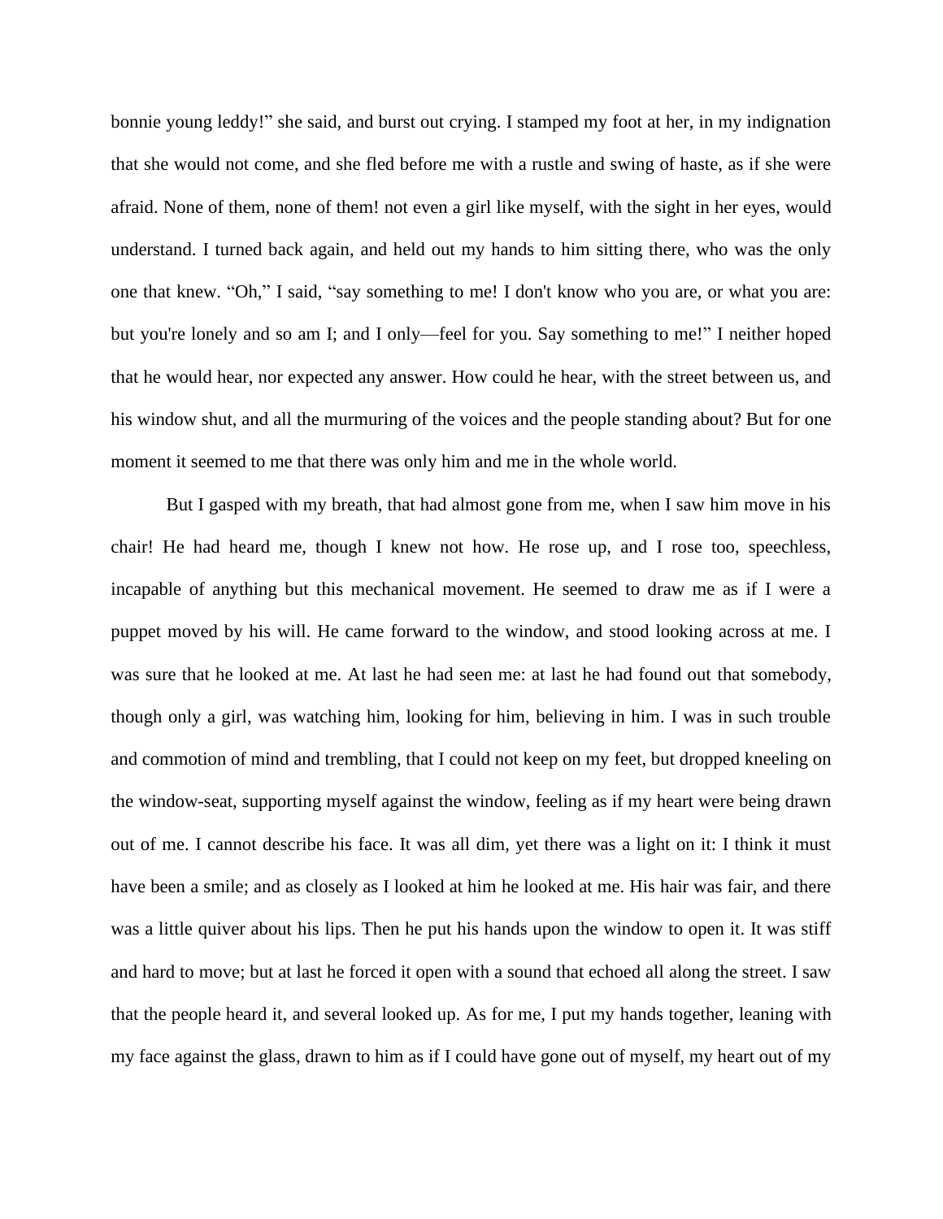bonnie young leddy!" she said, and burst out crying. I stamped my foot at her, in my indignation that she would not come, and she fled before me with a rustle and swing of haste, as if she were afraid. None of them, none of them! not even a girl like myself, with the sight in her eyes, would understand. I turned back again, and held out my hands to him sitting there, who was the only one that knew. "Oh," I said, "say something to me! I don't know who you are, or what you are: but you're lonely and so am I; and I only—feel for you. Say something to me!" I neither hoped that he would hear, nor expected any answer. How could he hear, with the street between us, and his window shut, and all the murmuring of the voices and the people standing about? But for one moment it seemed to me that there was only him and me in the whole world.

But I gasped with my breath, that had almost gone from me, when I saw him move in his chair! He had heard me, though I knew not how. He rose up, and I rose too, speechless, incapable of anything but this mechanical movement. He seemed to draw me as if I were a puppet moved by his will. He came forward to the window, and stood looking across at me. I was sure that he looked at me. At last he had seen me: at last he had found out that somebody, though only a girl, was watching him, looking for him, believing in him. I was in such trouble and commotion of mind and trembling, that I could not keep on my feet, but dropped kneeling on the window-seat, supporting myself against the window, feeling as if my heart were being drawn out of me. I cannot describe his face. It was all dim, yet there was a light on it: I think it must have been a smile; and as closely as I looked at him he looked at me. His hair was fair, and there was a little quiver about his lips. Then he put his hands upon the window to open it. It was stiff and hard to move; but at last he forced it open with a sound that echoed all along the street. I saw that the people heard it, and several looked up. As for me, I put my hands together, leaning with my face against the glass, drawn to him as if I could have gone out of myself, my heart out of my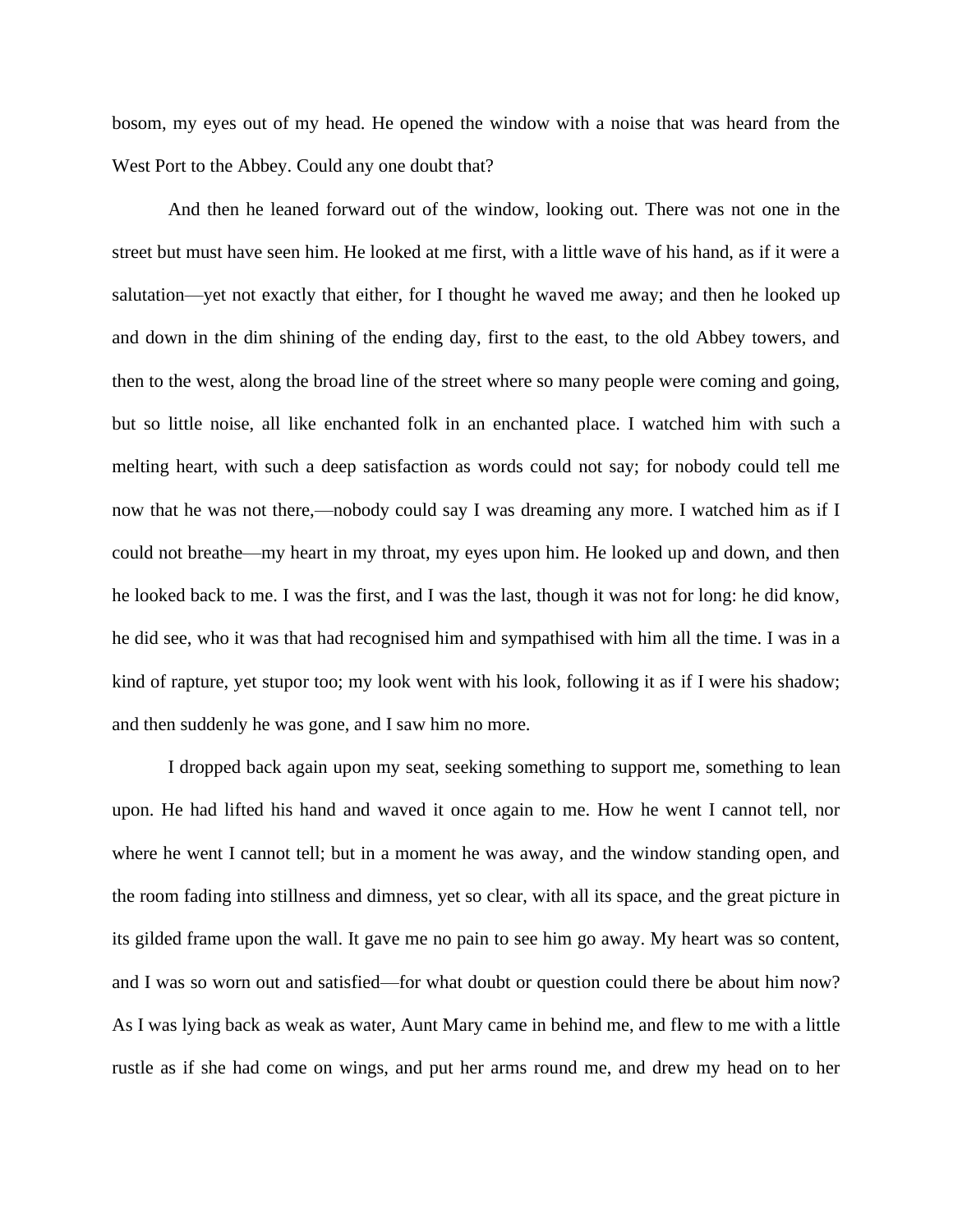bosom, my eyes out of my head. He opened the window with a noise that was heard from the West Port to the Abbey. Could any one doubt that?

And then he leaned forward out of the window, looking out. There was not one in the street but must have seen him. He looked at me first, with a little wave of his hand, as if it were a salutation—yet not exactly that either, for I thought he waved me away; and then he looked up and down in the dim shining of the ending day, first to the east, to the old Abbey towers, and then to the west, along the broad line of the street where so many people were coming and going, but so little noise, all like enchanted folk in an enchanted place. I watched him with such a melting heart, with such a deep satisfaction as words could not say; for nobody could tell me now that he was not there,—nobody could say I was dreaming any more. I watched him as if I could not breathe—my heart in my throat, my eyes upon him. He looked up and down, and then he looked back to me. I was the first, and I was the last, though it was not for long: he did know, he did see, who it was that had recognised him and sympathised with him all the time. I was in a kind of rapture, yet stupor too; my look went with his look, following it as if I were his shadow; and then suddenly he was gone, and I saw him no more.

I dropped back again upon my seat, seeking something to support me, something to lean upon. He had lifted his hand and waved it once again to me. How he went I cannot tell, nor where he went I cannot tell; but in a moment he was away, and the window standing open, and the room fading into stillness and dimness, yet so clear, with all its space, and the great picture in its gilded frame upon the wall. It gave me no pain to see him go away. My heart was so content, and I was so worn out and satisfied—for what doubt or question could there be about him now? As I was lying back as weak as water, Aunt Mary came in behind me, and flew to me with a little rustle as if she had come on wings, and put her arms round me, and drew my head on to her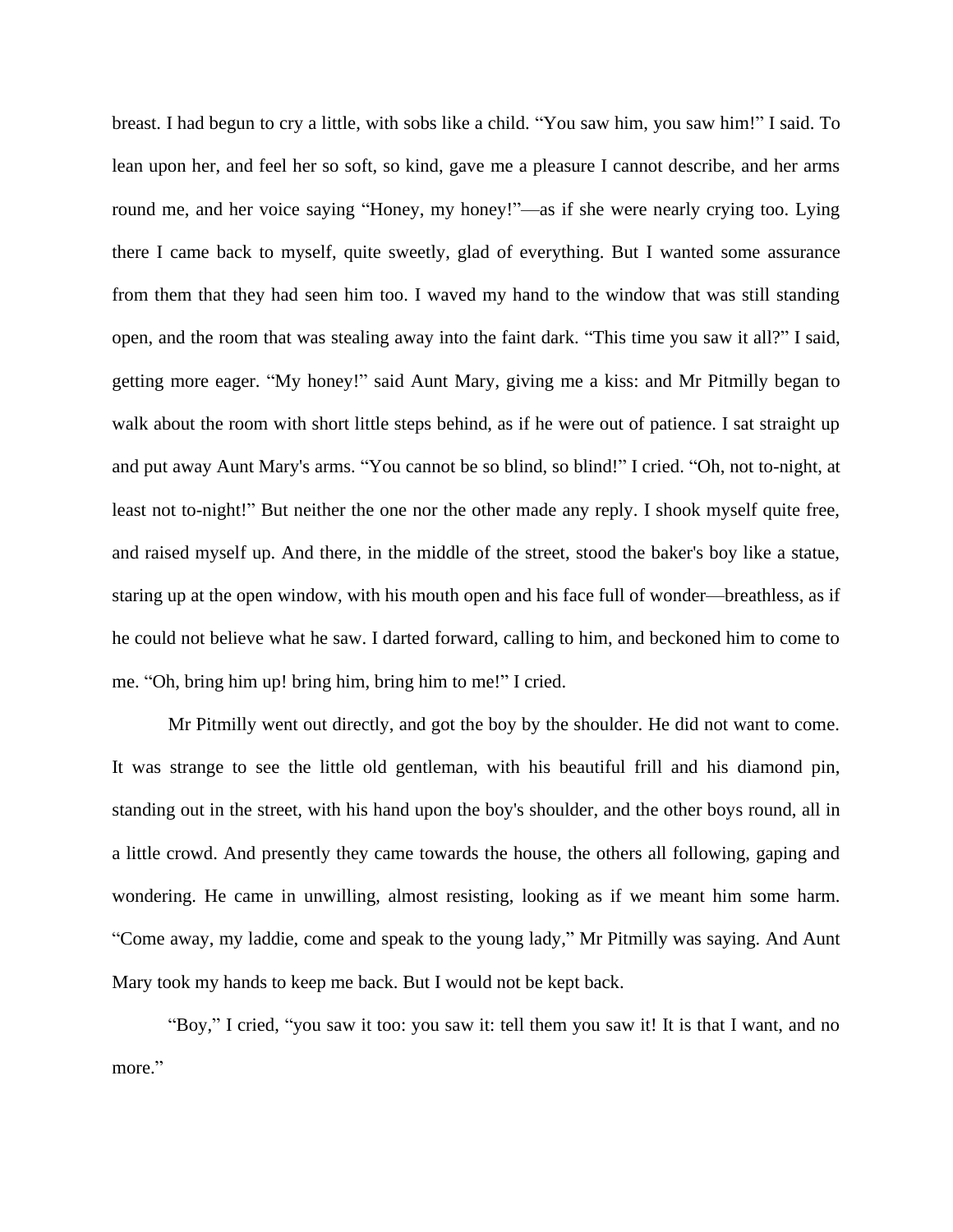breast. I had begun to cry a little, with sobs like a child. "You saw him, you saw him!" I said. To lean upon her, and feel her so soft, so kind, gave me a pleasure I cannot describe, and her arms round me, and her voice saying "Honey, my honey!"—as if she were nearly crying too. Lying there I came back to myself, quite sweetly, glad of everything. But I wanted some assurance from them that they had seen him too. I waved my hand to the window that was still standing open, and the room that was stealing away into the faint dark. "This time you saw it all?" I said, getting more eager. "My honey!" said Aunt Mary, giving me a kiss: and Mr Pitmilly began to walk about the room with short little steps behind, as if he were out of patience. I sat straight up and put away Aunt Mary's arms. "You cannot be so blind, so blind!" I cried. "Oh, not to-night, at least not to-night!" But neither the one nor the other made any reply. I shook myself quite free, and raised myself up. And there, in the middle of the street, stood the baker's boy like a statue, staring up at the open window, with his mouth open and his face full of wonder—breathless, as if he could not believe what he saw. I darted forward, calling to him, and beckoned him to come to me. "Oh, bring him up! bring him, bring him to me!" I cried.

Mr Pitmilly went out directly, and got the boy by the shoulder. He did not want to come. It was strange to see the little old gentleman, with his beautiful frill and his diamond pin, standing out in the street, with his hand upon the boy's shoulder, and the other boys round, all in a little crowd. And presently they came towards the house, the others all following, gaping and wondering. He came in unwilling, almost resisting, looking as if we meant him some harm. "Come away, my laddie, come and speak to the young lady," Mr Pitmilly was saying. And Aunt Mary took my hands to keep me back. But I would not be kept back.

"Boy," I cried, "you saw it too: you saw it: tell them you saw it! It is that I want, and no more."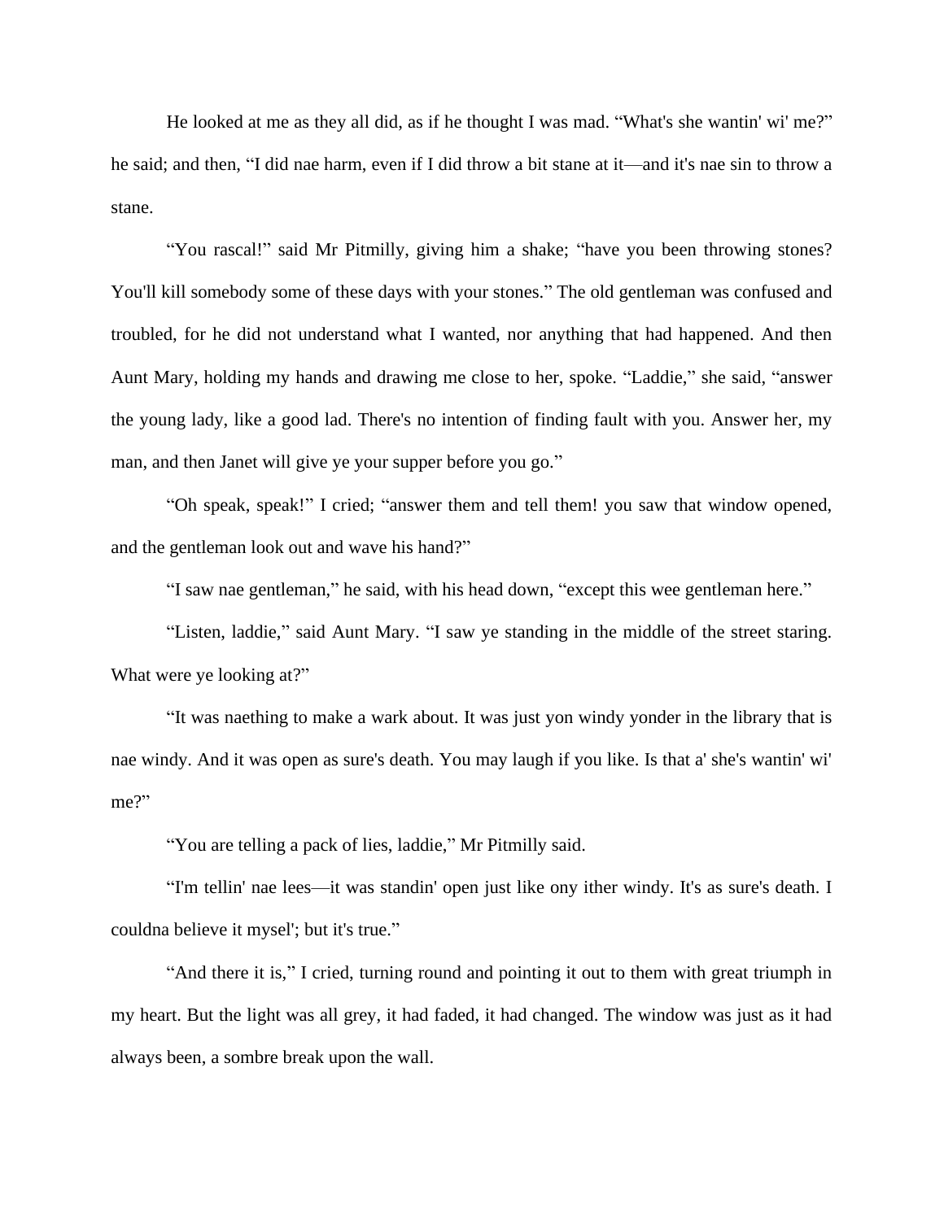He looked at me as they all did, as if he thought I was mad. “What's she wantin' wi' me?” he said; and then, “I did nae harm, even if I did throw a bit stane at it—and it's nae sin to throw a stane.

“You rascal!” said Mr Pitmilly, giving him a shake; “have you been throwing stones? You'll kill somebody some of these days with your stones.” The old gentleman was confused and troubled, for he did not understand what I wanted, nor anything that had happened. And then Aunt Mary, holding my hands and drawing me close to her, spoke. “Laddie,” she said, “answer the young lady, like a good lad. There's no intention of finding fault with you. Answer her, my man, and then Janet will give ye your supper before you go.”

“Oh speak, speak!” I cried; “answer them and tell them! you saw that window opened, and the gentleman look out and wave his hand?”

“I saw nae gentleman,” he said, with his head down, “except this wee gentleman here.”

“Listen, laddie,” said Aunt Mary. “I saw ye standing in the middle of the street staring. What were ye looking at?”

“It was naething to make a wark about. It was just yon windy yonder in the library that is nae windy. And it was open as sure's death. You may laugh if you like. Is that a' she's wantin' wi' me?”

“You are telling a pack of lies, laddie,” Mr Pitmilly said.

“I'm tellin' nae lees—it was standin' open just like ony ither windy. It's as sure's death. I couldna believe it mysel'; but it's true.”

“And there it is,” I cried, turning round and pointing it out to them with great triumph in my heart. But the light was all grey, it had faded, it had changed. The window was just as it had always been, a sombre break upon the wall.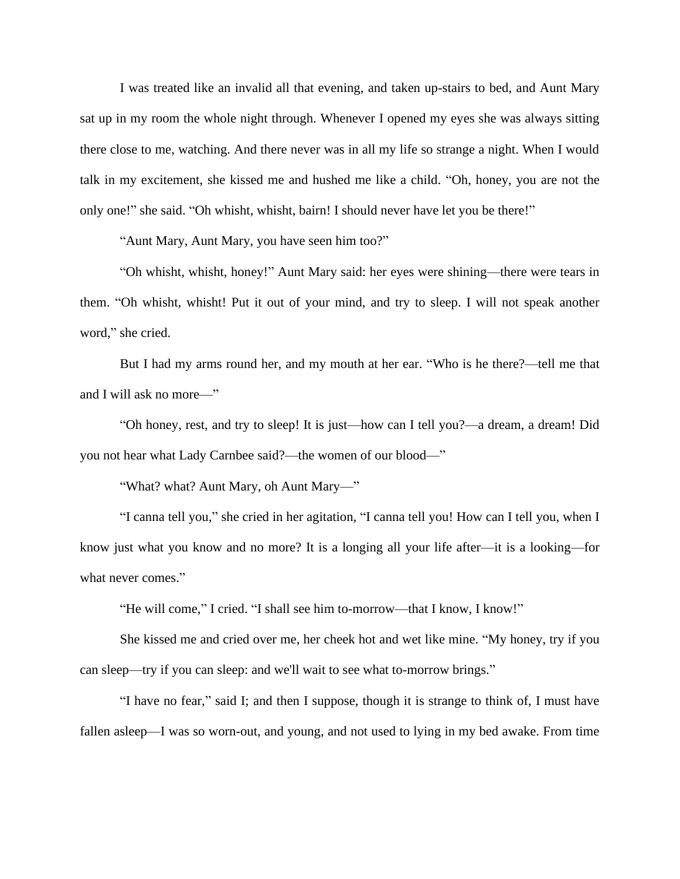I was treated like an invalid all that evening, and taken up-stairs to bed, and Aunt Mary sat up in my room the whole night through. Whenever I opened my eyes she was always sitting there close to me, watching. And there never was in all my life so strange a night. When I would talk in my excitement, she kissed me and hushed me like a child. "Oh, honey, you are not the only one!" she said. "Oh whisht, whisht, bairn! I should never have let you be there!"

"Aunt Mary, Aunt Mary, you have seen him too?"

"Oh whisht, whisht, honey!" Aunt Mary said: her eyes were shining—there were tears in them. "Oh whisht, whisht! Put it out of your mind, and try to sleep. I will not speak another word," she cried.

But I had my arms round her, and my mouth at her ear. "Who is he there?—tell me that and I will ask no more—"

"Oh honey, rest, and try to sleep! It is just—how can I tell you?—a dream, a dream! Did you not hear what Lady Carnbee said?—the women of our blood—"

"What? what? Aunt Mary, oh Aunt Mary—"

"I canna tell you," she cried in her agitation, "I canna tell you! How can I tell you, when I know just what you know and no more? It is a longing all your life after—it is a looking—for what never comes."

"He will come," I cried. "I shall see him to-morrow—that I know, I know!"

She kissed me and cried over me, her cheek hot and wet like mine. "My honey, try if you can sleep—try if you can sleep: and we'll wait to see what to-morrow brings."

"I have no fear," said I; and then I suppose, though it is strange to think of, I must have fallen asleep—I was so worn-out, and young, and not used to lying in my bed awake. From time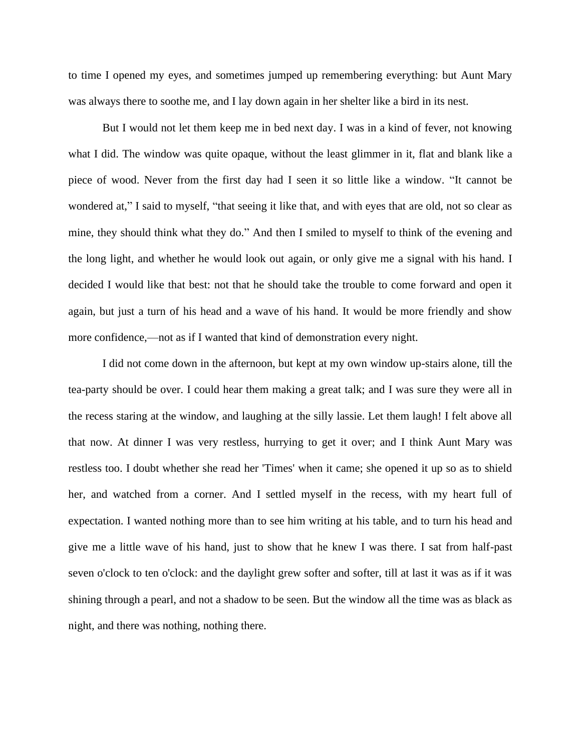to time I opened my eyes, and sometimes jumped up remembering everything: but Aunt Mary was always there to soothe me, and I lay down again in her shelter like a bird in its nest.

But I would not let them keep me in bed next day. I was in a kind of fever, not knowing what I did. The window was quite opaque, without the least glimmer in it, flat and blank like a piece of wood. Never from the first day had I seen it so little like a window. "It cannot be wondered at," I said to myself, "that seeing it like that, and with eyes that are old, not so clear as mine, they should think what they do." And then I smiled to myself to think of the evening and the long light, and whether he would look out again, or only give me a signal with his hand. I decided I would like that best: not that he should take the trouble to come forward and open it again, but just a turn of his head and a wave of his hand. It would be more friendly and show more confidence,—not as if I wanted that kind of demonstration every night.

I did not come down in the afternoon, but kept at my own window up-stairs alone, till the tea-party should be over. I could hear them making a great talk; and I was sure they were all in the recess staring at the window, and laughing at the silly lassie. Let them laugh! I felt above all that now. At dinner I was very restless, hurrying to get it over; and I think Aunt Mary was restless too. I doubt whether she read her 'Times' when it came; she opened it up so as to shield her, and watched from a corner. And I settled myself in the recess, with my heart full of expectation. I wanted nothing more than to see him writing at his table, and to turn his head and give me a little wave of his hand, just to show that he knew I was there. I sat from half-past seven o'clock to ten o'clock: and the daylight grew softer and softer, till at last it was as if it was shining through a pearl, and not a shadow to be seen. But the window all the time was as black as night, and there was nothing, nothing there.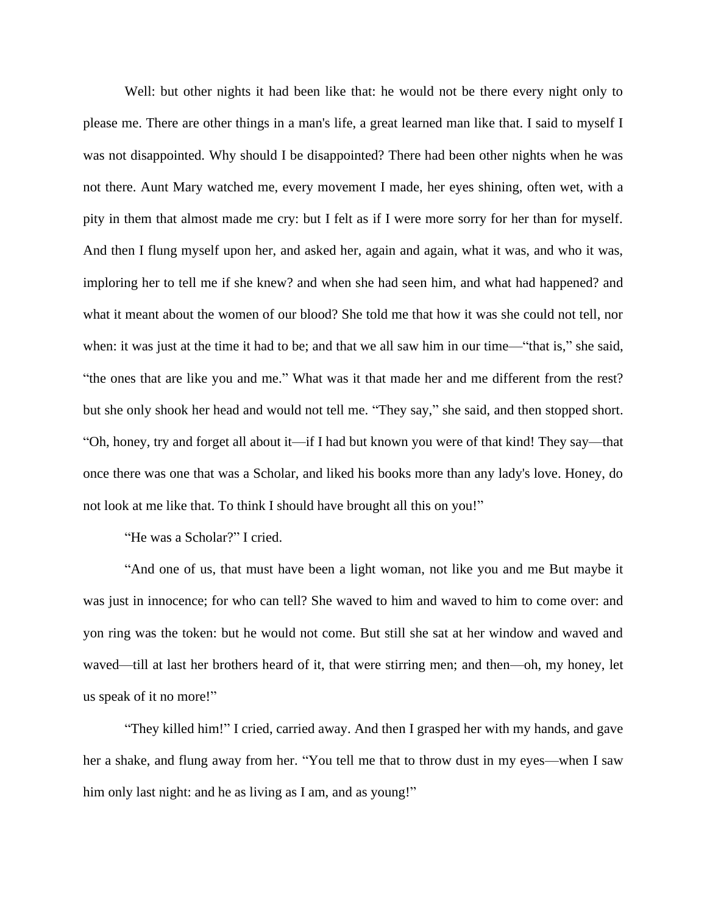Well: but other nights it had been like that: he would not be there every night only to please me. There are other things in a man's life, a great learned man like that. I said to myself I was not disappointed. Why should I be disappointed? There had been other nights when he was not there. Aunt Mary watched me, every movement I made, her eyes shining, often wet, with a pity in them that almost made me cry: but I felt as if I were more sorry for her than for myself. And then I flung myself upon her, and asked her, again and again, what it was, and who it was, imploring her to tell me if she knew? and when she had seen him, and what had happened? and what it meant about the women of our blood? She told me that how it was she could not tell, nor when: it was just at the time it had to be; and that we all saw him in our time—"that is," she said, "the ones that are like you and me." What was it that made her and me different from the rest? but she only shook her head and would not tell me. "They say," she said, and then stopped short. "Oh, honey, try and forget all about it—if I had but known you were of that kind! They say—that once there was one that was a Scholar, and liked his books more than any lady's love. Honey, do not look at me like that. To think I should have brought all this on you!"

"He was a Scholar?" I cried.

"And one of us, that must have been a light woman, not like you and me But maybe it was just in innocence; for who can tell? She waved to him and waved to him to come over: and yon ring was the token: but he would not come. But still she sat at her window and waved and waved—till at last her brothers heard of it, that were stirring men; and then—oh, my honey, let us speak of it no more!"

"They killed him!" I cried, carried away. And then I grasped her with my hands, and gave her a shake, and flung away from her. "You tell me that to throw dust in my eyes—when I saw him only last night: and he as living as I am, and as young!"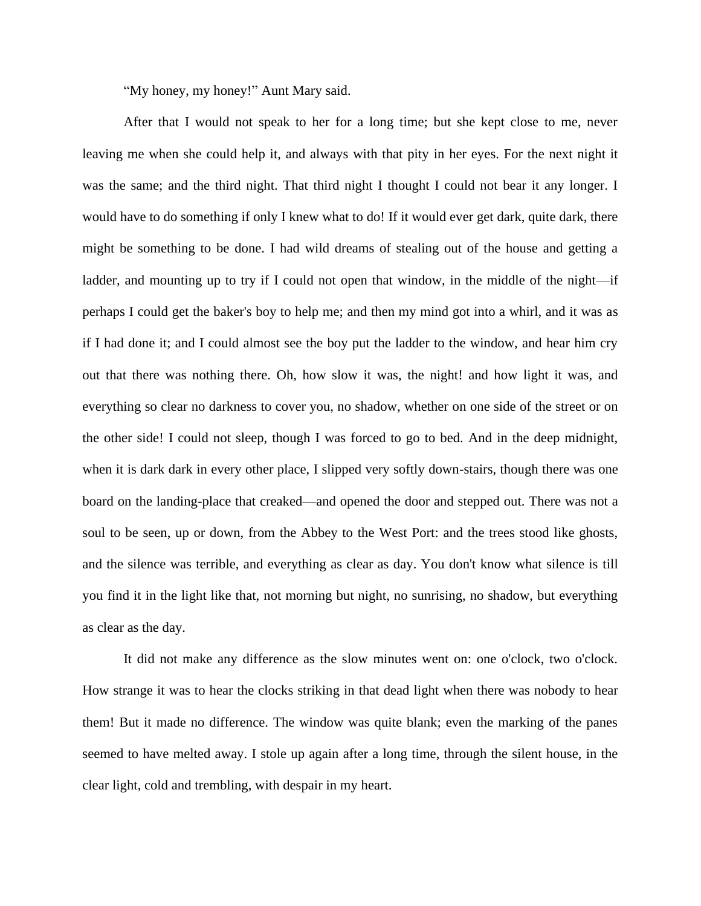"My honey, my honey!" Aunt Mary said.

After that I would not speak to her for a long time; but she kept close to me, never leaving me when she could help it, and always with that pity in her eyes. For the next night it was the same; and the third night. That third night I thought I could not bear it any longer. I would have to do something if only I knew what to do! If it would ever get dark, quite dark, there might be something to be done. I had wild dreams of stealing out of the house and getting a ladder, and mounting up to try if I could not open that window, in the middle of the night—if perhaps I could get the baker's boy to help me; and then my mind got into a whirl, and it was as if I had done it; and I could almost see the boy put the ladder to the window, and hear him cry out that there was nothing there. Oh, how slow it was, the night! and how light it was, and everything so clear no darkness to cover you, no shadow, whether on one side of the street or on the other side! I could not sleep, though I was forced to go to bed. And in the deep midnight, when it is dark dark in every other place, I slipped very softly down-stairs, though there was one board on the landing-place that creaked—and opened the door and stepped out. There was not a soul to be seen, up or down, from the Abbey to the West Port: and the trees stood like ghosts, and the silence was terrible, and everything as clear as day. You don't know what silence is till you find it in the light like that, not morning but night, no sunrising, no shadow, but everything as clear as the day.

It did not make any difference as the slow minutes went on: one o'clock, two o'clock. How strange it was to hear the clocks striking in that dead light when there was nobody to hear them! But it made no difference. The window was quite blank; even the marking of the panes seemed to have melted away. I stole up again after a long time, through the silent house, in the clear light, cold and trembling, with despair in my heart.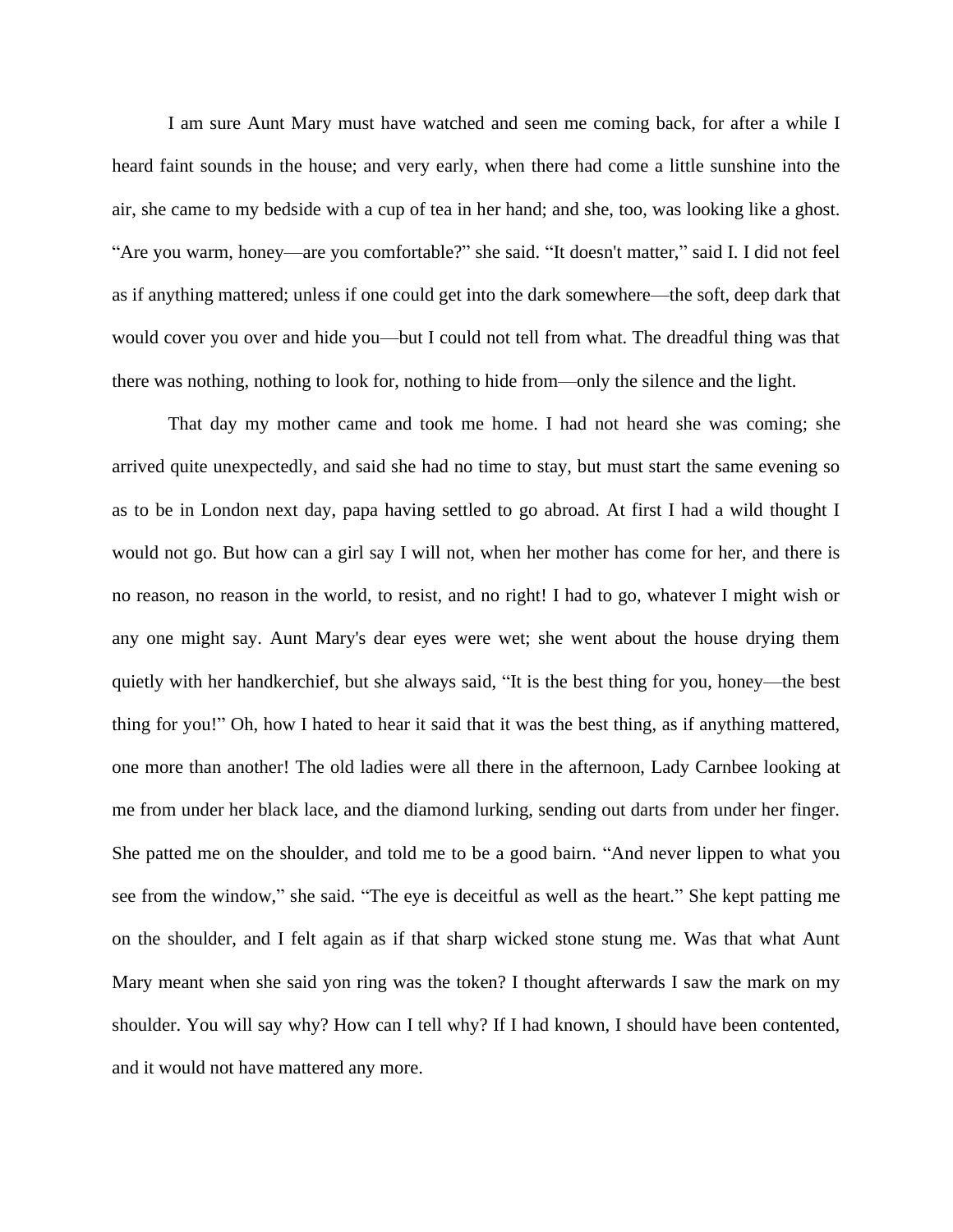I am sure Aunt Mary must have watched and seen me coming back, for after a while I heard faint sounds in the house; and very early, when there had come a little sunshine into the air, she came to my bedside with a cup of tea in her hand; and she, too, was looking like a ghost. “Are you warm, honey—are you comfortable?” she said. “It doesn't matter,” said I. I did not feel as if anything mattered; unless if one could get into the dark somewhere—the soft, deep dark that would cover you over and hide you—but I could not tell from what. The dreadful thing was that there was nothing, nothing to look for, nothing to hide from—only the silence and the light.

That day my mother came and took me home. I had not heard she was coming; she arrived quite unexpectedly, and said she had no time to stay, but must start the same evening so as to be in London next day, papa having settled to go abroad. At first I had a wild thought I would not go. But how can a girl say I will not, when her mother has come for her, and there is no reason, no reason in the world, to resist, and no right! I had to go, whatever I might wish or any one might say. Aunt Mary's dear eyes were wet; she went about the house drying them quietly with her handkerchief, but she always said, “It is the best thing for you, honey—the best thing for you!” Oh, how I hated to hear it said that it was the best thing, as if anything mattered, one more than another! The old ladies were all there in the afternoon, Lady Carnbee looking at me from under her black lace, and the diamond lurking, sending out darts from under her finger. She patted me on the shoulder, and told me to be a good bairn. “And never lippen to what you see from the window,” she said. “The eye is deceitful as well as the heart.” She kept patting me on the shoulder, and I felt again as if that sharp wicked stone stung me. Was that what Aunt Mary meant when she said yon ring was the token? I thought afterwards I saw the mark on my shoulder. You will say why? How can I tell why? If I had known, I should have been contented, and it would not have mattered any more.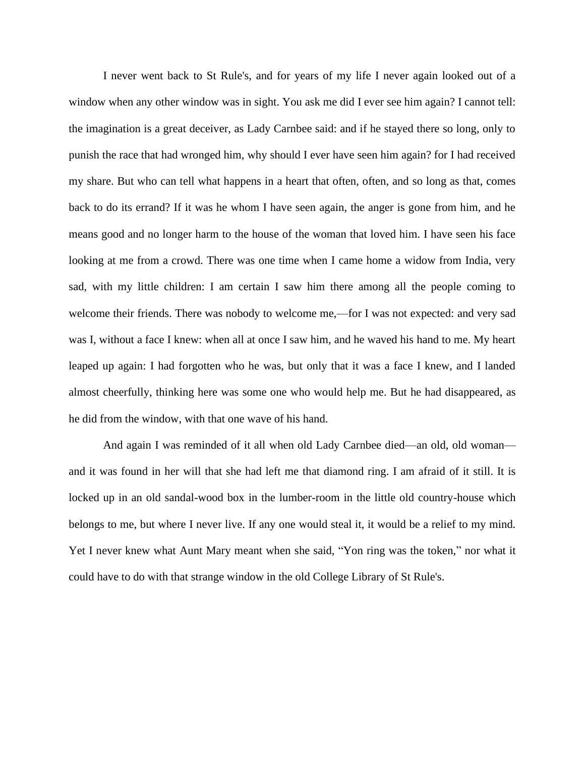I never went back to St Rule's, and for years of my life I never again looked out of a window when any other window was in sight. You ask me did I ever see him again? I cannot tell: the imagination is a great deceiver, as Lady Carnbee said: and if he stayed there so long, only to punish the race that had wronged him, why should I ever have seen him again? for I had received my share. But who can tell what happens in a heart that often, often, and so long as that, comes back to do its errand? If it was he whom I have seen again, the anger is gone from him, and he means good and no longer harm to the house of the woman that loved him. I have seen his face looking at me from a crowd. There was one time when I came home a widow from India, very sad, with my little children: I am certain I saw him there among all the people coming to welcome their friends. There was nobody to welcome me,—for I was not expected: and very sad was I, without a face I knew: when all at once I saw him, and he waved his hand to me. My heart leaped up again: I had forgotten who he was, but only that it was a face I knew, and I landed almost cheerfully, thinking here was some one who would help me. But he had disappeared, as he did from the window, with that one wave of his hand.

And again I was reminded of it all when old Lady Carnbee died—an old, old woman—and it was found in her will that she had left me that diamond ring. I am afraid of it still. It is locked up in an old sandal-wood box in the lumber-room in the little old country-house which belongs to me, but where I never live. If any one would steal it, it would be a relief to my mind. Yet I never knew what Aunt Mary meant when she said, "Yon ring was the token," nor what it could have to do with that strange window in the old College Library of St Rule's.